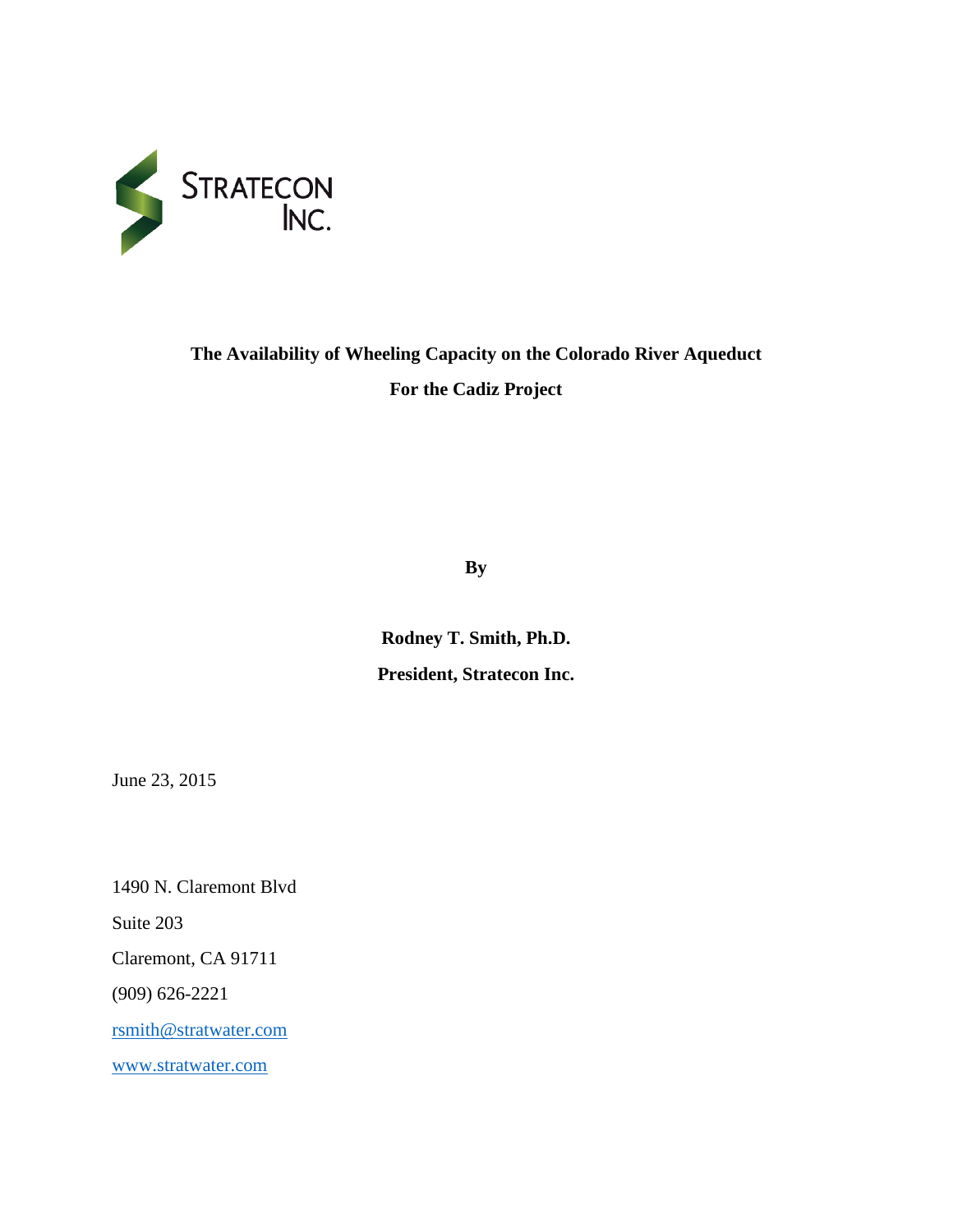STRATECON INC.

# The Availability of Wheeling Capacity on the Colorado River Aqueduct For the Cadiz Project

**By**

**Rodney T. Smith, Ph.D.**

**President, Stratecon Inc.**

June 23, 2015

1490 N. Claremont Blvd

Suite 203

Claremont, CA 91711

(909) 626-2221

rsmith@stratwater.com

www.stratwater.com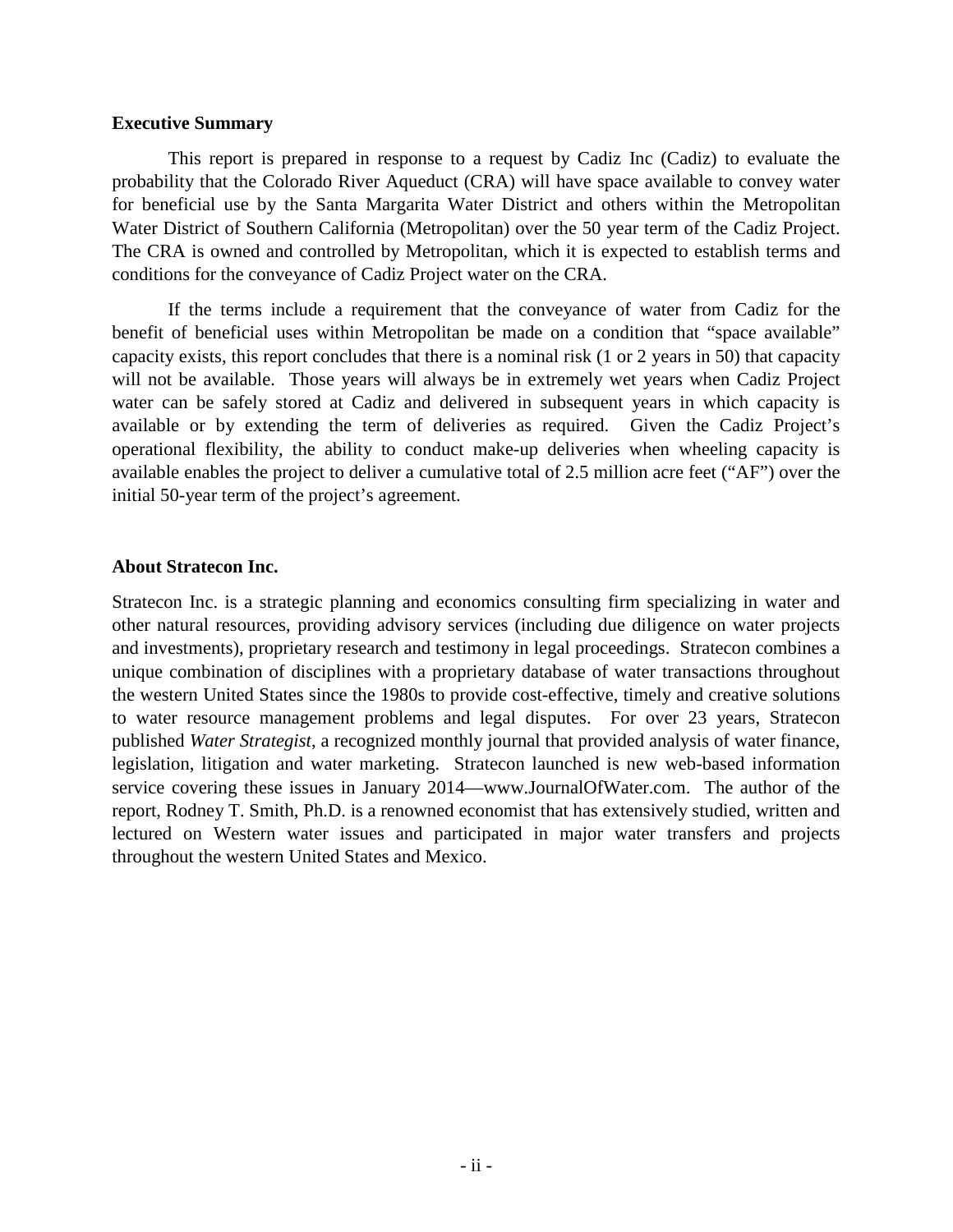## Executive Summary

This report is prepared in response to a request by Cadiz Inc (Cadiz) to evaluate the probability that the Colorado River Aqueduct (CRA) will have space available to convey water for beneficial use by the Santa Margarita Water District and others within the Metropolitan Water District of Southern California (Metropolitan) over the 50 year term of the Cadiz Project. The CRA is owned and controlled by Metropolitan, which it is expected to establish terms and conditions for the conveyance of Cadiz Project water on the CRA.

If the terms include a requirement that the conveyance of water from Cadiz for the benefit of beneficial uses within Metropolitan be made on a condition that "space available" capacity exists, this report concludes that there is a nominal risk (1 or 2 years in 50) that capacity will not be available. Those years will always be in extremely wet years when Cadiz Project water can be safely stored at Cadiz and delivered in subsequent years in which capacity is available or by extending the term of deliveries as required. Given the Cadiz Project's operational flexibility, the ability to conduct make-up deliveries when wheeling capacity is available enables the project to deliver a cumulative total of 2.5 million acre feet ("AF") over the initial 50-year term of the project's agreement.

## About Stratecon Inc.

Stratecon Inc. is a strategic planning and economics consulting firm specializing in water and other natural resources, providing advisory services (including due diligence on water projects and investments), proprietary research and testimony in legal proceedings. Stratecon combines a unique combination of disciplines with a proprietary database of water transactions throughout the western United States since the 1980s to provide cost-effective, timely and creative solutions to water resource management problems and legal disputes. For over 23 years, Stratecon published *Water Strategist*, a recognized monthly journal that provided analysis of water finance, legislation, litigation and water marketing. Stratecon launched is new web-based information service covering these issues in January 2014—www.JournalOfWater.com. The author of the report, Rodney T. Smith, Ph.D. is a renowned economist that has extensively studied, written and lectured on Western water issues and participated in major water transfers and projects throughout the western United States and Mexico.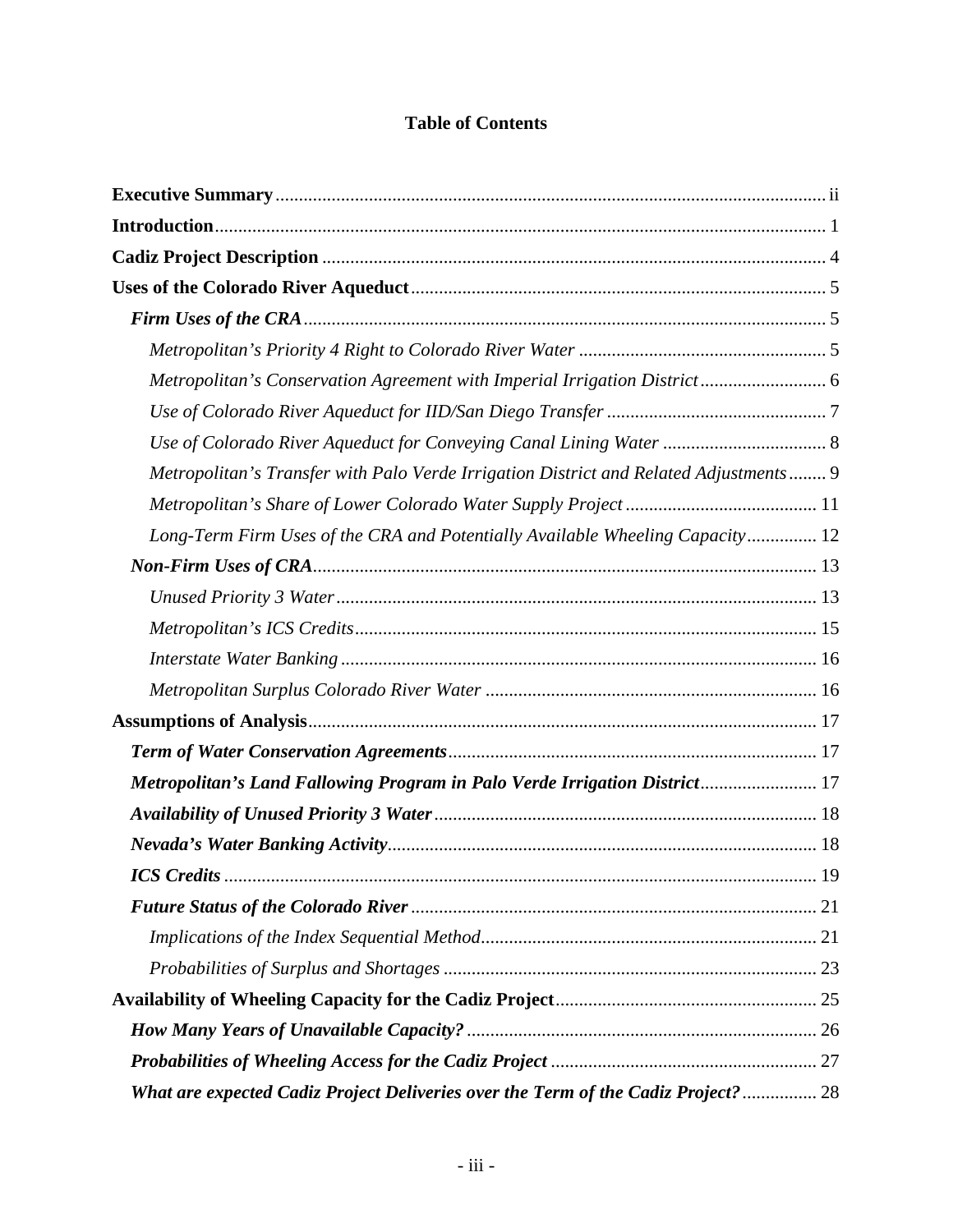# Table of Contents

**Executive Summary** ..... ii

**Introduction** ..... 1

**Cadiz Project Description** ..... 4

**Uses of the Colorado River Aqueduct** ..... 5

- ***Firm Uses of the CRA*** ..... 5
  - *Metropolitan's Priority 4 Right to Colorado River Water* ..... 5
  - *Metropolitan's Conservation Agreement with Imperial Irrigation District* ..... 6
  - *Use of Colorado River Aqueduct for IID/San Diego Transfer* ..... 7
  - *Use of Colorado River Aqueduct for Conveying Canal Lining Water* ..... 8
  - *Metropolitan's Transfer with Palo Verde Irrigation District and Related Adjustments* ..... 9
  - *Metropolitan's Share of Lower Colorado Water Supply Project* ..... 11
  - *Long-Term Firm Uses of the CRA and Potentially Available Wheeling Capacity* ..... 12
- ***Non-Firm Uses of CRA*** ..... 13
  - *Unused Priority 3 Water* ..... 13
  - *Metropolitan's ICS Credits* ..... 15
  - *Interstate Water Banking* ..... 16
  - *Metropolitan Surplus Colorado River Water* ..... 16

**Assumptions of Analysis** ..... 17

- ***Term of Water Conservation Agreements*** ..... 17
- ***Metropolitan's Land Fallowing Program in Palo Verde Irrigation District*** ..... 17
- ***Availability of Unused Priority 3 Water*** ..... 18
- ***Nevada's Water Banking Activity*** ..... 18
- ***ICS Credits*** ..... 19
- ***Future Status of the Colorado River*** ..... 21
  - *Implications of the Index Sequential Method* ..... 21
  - *Probabilities of Surplus and Shortages* ..... 23

**Availability of Wheeling Capacity for the Cadiz Project** ..... 25

- ***How Many Years of Unavailable Capacity?*** ..... 26
- ***Probabilities of Wheeling Access for the Cadiz Project*** ..... 27
- ***What are expected Cadiz Project Deliveries over the Term of the Cadiz Project?*** ..... 28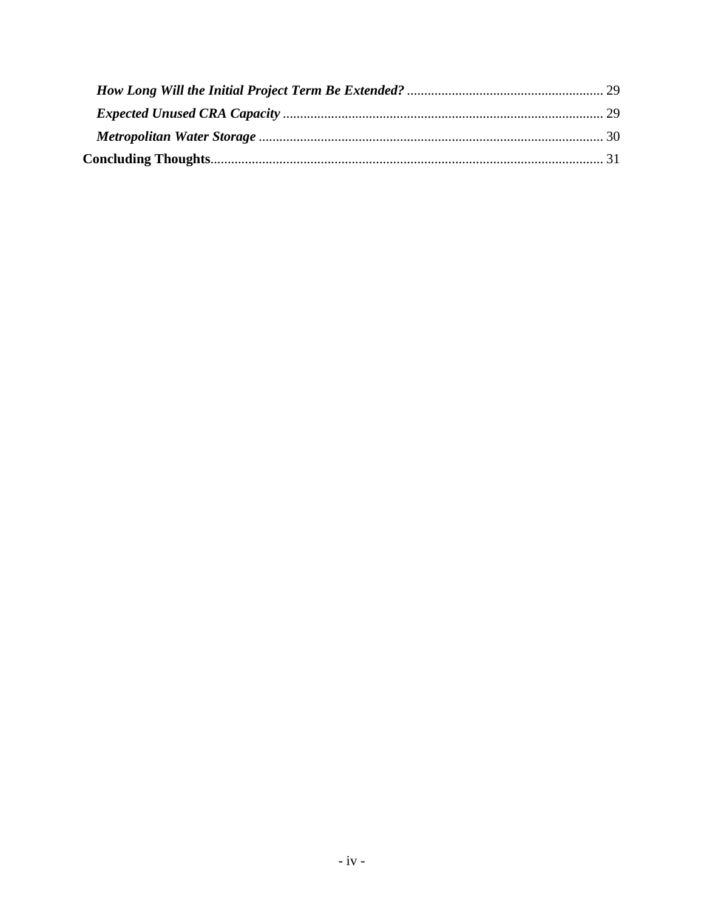***How Long Will the Initial Project Term Be Extended?*** ......................................................... 29

***Expected Unused CRA Capacity*** ............................................................................................. 29

***Metropolitan Water Storage*** .................................................................................................... 30

**Concluding Thoughts**.................................................................................................................. 31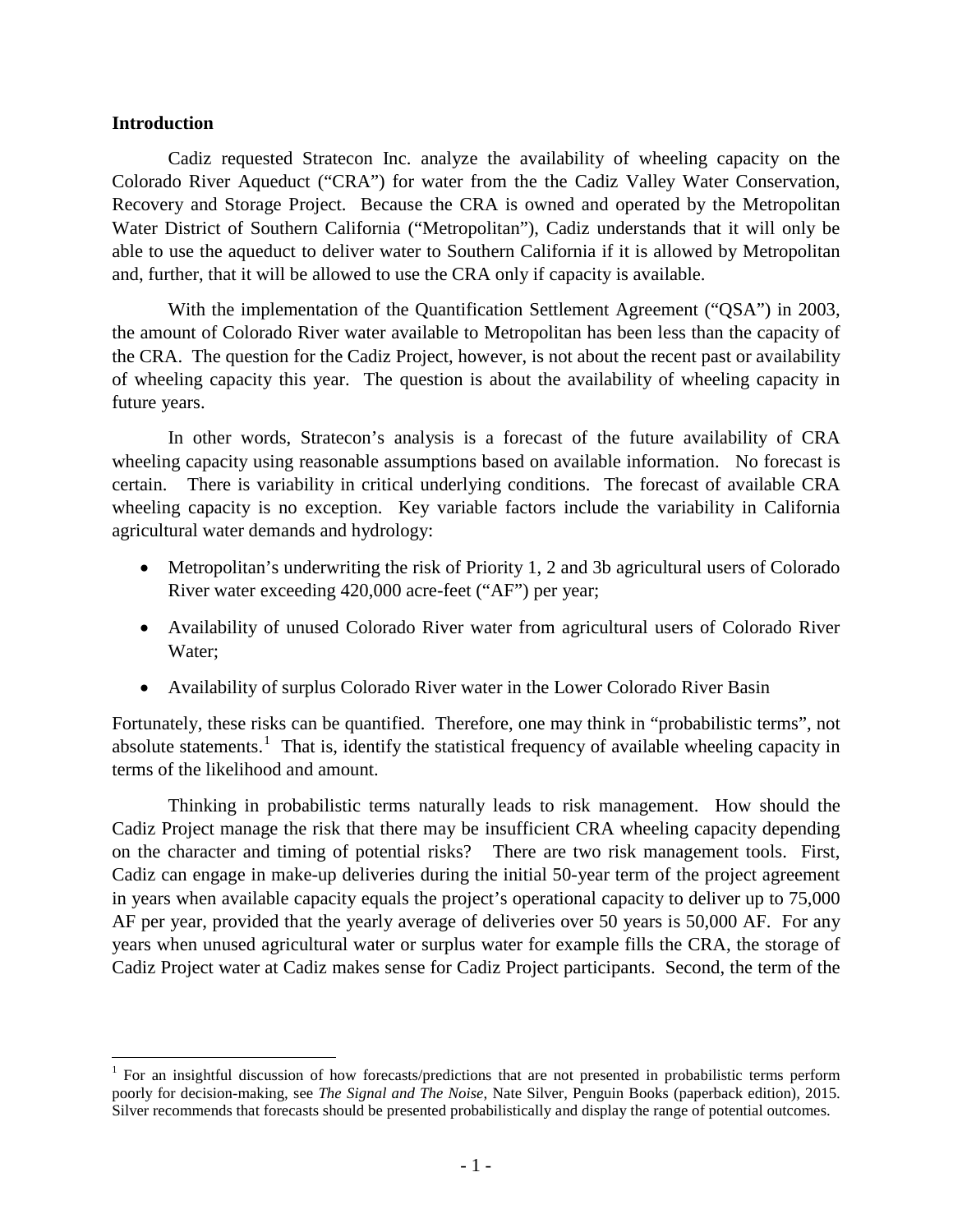**Introduction**

Cadiz requested Stratecon Inc. analyze the availability of wheeling capacity on the Colorado River Aqueduct ("CRA") for water from the the Cadiz Valley Water Conservation, Recovery and Storage Project. Because the CRA is owned and operated by the Metropolitan Water District of Southern California ("Metropolitan"), Cadiz understands that it will only be able to use the aqueduct to deliver water to Southern California if it is allowed by Metropolitan and, further, that it will be allowed to use the CRA only if capacity is available.

With the implementation of the Quantification Settlement Agreement ("QSA") in 2003, the amount of Colorado River water available to Metropolitan has been less than the capacity of the CRA. The question for the Cadiz Project, however, is not about the recent past or availability of wheeling capacity this year. The question is about the availability of wheeling capacity in future years.

In other words, Stratecon's analysis is a forecast of the future availability of CRA wheeling capacity using reasonable assumptions based on available information. No forecast is certain. There is variability in critical underlying conditions. The forecast of available CRA wheeling capacity is no exception. Key variable factors include the variability in California agricultural water demands and hydrology:

- Metropolitan's underwriting the risk of Priority 1, 2 and 3b agricultural users of Colorado River water exceeding 420,000 acre-feet ("AF") per year;
- Availability of unused Colorado River water from agricultural users of Colorado River Water;
- Availability of surplus Colorado River water in the Lower Colorado River Basin

Fortunately, these risks can be quantified. Therefore, one may think in "probabilistic terms", not absolute statements.[1] That is, identify the statistical frequency of available wheeling capacity in terms of the likelihood and amount.

Thinking in probabilistic terms naturally leads to risk management. How should the Cadiz Project manage the risk that there may be insufficient CRA wheeling capacity depending on the character and timing of potential risks? There are two risk management tools. First, Cadiz can engage in make-up deliveries during the initial 50-year term of the project agreement in years when available capacity equals the project's operational capacity to deliver up to 75,000 AF per year, provided that the yearly average of deliveries over 50 years is 50,000 AF. For any years when unused agricultural water or surplus water for example fills the CRA, the storage of Cadiz Project water at Cadiz makes sense for Cadiz Project participants. Second, the term of the

---

[1] For an insightful discussion of how forecasts/predictions that are not presented in probabilistic terms perform poorly for decision-making, see *The Signal and The Noise*, Nate Silver, Penguin Books (paperback edition), 2015. Silver recommends that forecasts should be presented probabilistically and display the range of potential outcomes.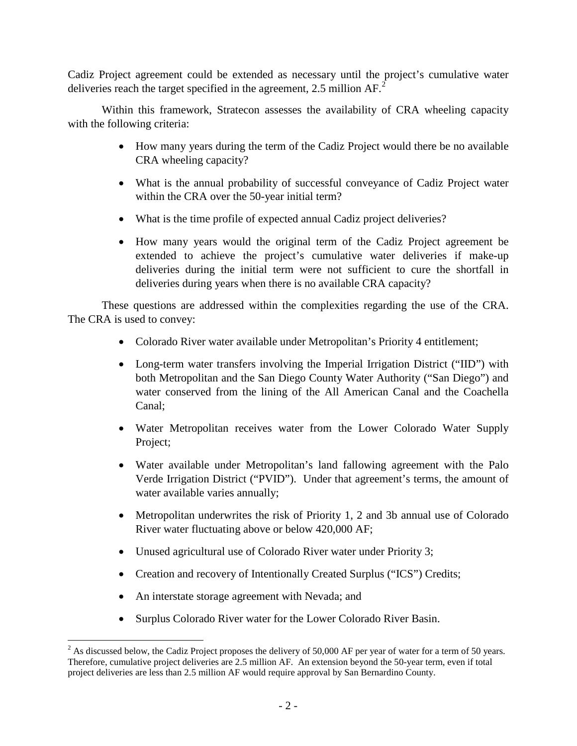Cadiz Project agreement could be extended as necessary until the project's cumulative water deliveries reach the target specified in the agreement, 2.5 million AF.[2]

Within this framework, Stratecon assesses the availability of CRA wheeling capacity with the following criteria:

- How many years during the term of the Cadiz Project would there be no available CRA wheeling capacity?
- What is the annual probability of successful conveyance of Cadiz Project water within the CRA over the 50-year initial term?
- What is the time profile of expected annual Cadiz project deliveries?
- How many years would the original term of the Cadiz Project agreement be extended to achieve the project's cumulative water deliveries if make-up deliveries during the initial term were not sufficient to cure the shortfall in deliveries during years when there is no available CRA capacity?

These questions are addressed within the complexities regarding the use of the CRA. The CRA is used to convey:

- Colorado River water available under Metropolitan's Priority 4 entitlement;
- Long-term water transfers involving the Imperial Irrigation District ("IID") with both Metropolitan and the San Diego County Water Authority ("San Diego") and water conserved from the lining of the All American Canal and the Coachella Canal;
- Water Metropolitan receives water from the Lower Colorado Water Supply Project;
- Water available under Metropolitan's land fallowing agreement with the Palo Verde Irrigation District ("PVID"). Under that agreement's terms, the amount of water available varies annually;
- Metropolitan underwrites the risk of Priority 1, 2 and 3b annual use of Colorado River water fluctuating above or below 420,000 AF;
- Unused agricultural use of Colorado River water under Priority 3;
- Creation and recovery of Intentionally Created Surplus ("ICS") Credits;
- An interstate storage agreement with Nevada; and
- Surplus Colorado River water for the Lower Colorado River Basin.

[2] As discussed below, the Cadiz Project proposes the delivery of 50,000 AF per year of water for a term of 50 years. Therefore, cumulative project deliveries are 2.5 million AF. An extension beyond the 50-year term, even if total project deliveries are less than 2.5 million AF would require approval by San Bernardino County.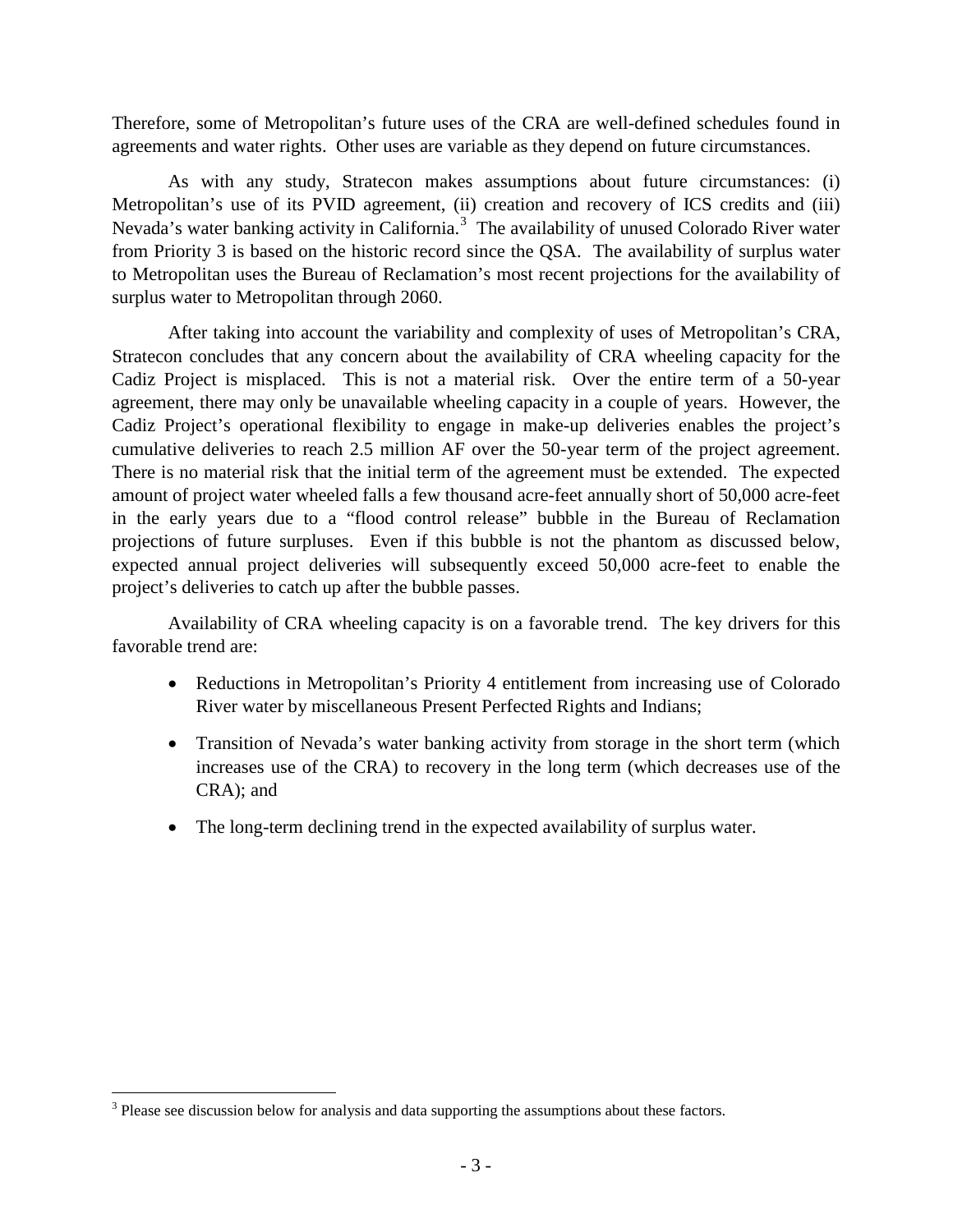Therefore, some of Metropolitan's future uses of the CRA are well-defined schedules found in agreements and water rights. Other uses are variable as they depend on future circumstances.

As with any study, Stratecon makes assumptions about future circumstances: (i) Metropolitan's use of its PVID agreement, (ii) creation and recovery of ICS credits and (iii) Nevada's water banking activity in California.[3] The availability of unused Colorado River water from Priority 3 is based on the historic record since the QSA. The availability of surplus water to Metropolitan uses the Bureau of Reclamation's most recent projections for the availability of surplus water to Metropolitan through 2060.

After taking into account the variability and complexity of uses of Metropolitan's CRA, Stratecon concludes that any concern about the availability of CRA wheeling capacity for the Cadiz Project is misplaced. This is not a material risk. Over the entire term of a 50-year agreement, there may only be unavailable wheeling capacity in a couple of years. However, the Cadiz Project's operational flexibility to engage in make-up deliveries enables the project's cumulative deliveries to reach 2.5 million AF over the 50-year term of the project agreement. There is no material risk that the initial term of the agreement must be extended. The expected amount of project water wheeled falls a few thousand acre-feet annually short of 50,000 acre-feet in the early years due to a "flood control release" bubble in the Bureau of Reclamation projections of future surpluses. Even if this bubble is not the phantom as discussed below, expected annual project deliveries will subsequently exceed 50,000 acre-feet to enable the project's deliveries to catch up after the bubble passes.

Availability of CRA wheeling capacity is on a favorable trend. The key drivers for this favorable trend are:

- Reductions in Metropolitan's Priority 4 entitlement from increasing use of Colorado River water by miscellaneous Present Perfected Rights and Indians;
- Transition of Nevada's water banking activity from storage in the short term (which increases use of the CRA) to recovery in the long term (which decreases use of the CRA); and
- The long-term declining trend in the expected availability of surplus water.

---

[3] Please see discussion below for analysis and data supporting the assumptions about these factors.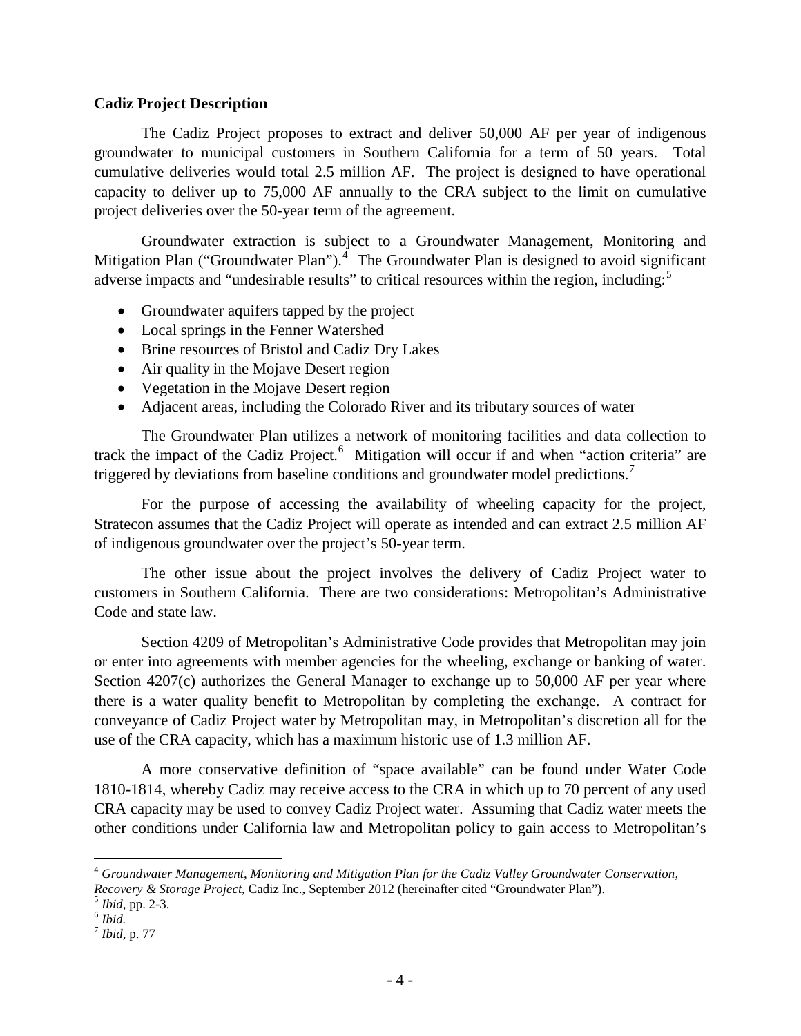**Cadiz Project Description**

The Cadiz Project proposes to extract and deliver 50,000 AF per year of indigenous groundwater to municipal customers in Southern California for a term of 50 years. Total cumulative deliveries would total 2.5 million AF. The project is designed to have operational capacity to deliver up to 75,000 AF annually to the CRA subject to the limit on cumulative project deliveries over the 50-year term of the agreement.

Groundwater extraction is subject to a Groundwater Management, Monitoring and Mitigation Plan ("Groundwater Plan").[4] The Groundwater Plan is designed to avoid significant adverse impacts and "undesirable results" to critical resources within the region, including:[5]

- Groundwater aquifers tapped by the project
- Local springs in the Fenner Watershed
- Brine resources of Bristol and Cadiz Dry Lakes
- Air quality in the Mojave Desert region
- Vegetation in the Mojave Desert region
- Adjacent areas, including the Colorado River and its tributary sources of water

The Groundwater Plan utilizes a network of monitoring facilities and data collection to track the impact of the Cadiz Project.[6] Mitigation will occur if and when "action criteria" are triggered by deviations from baseline conditions and groundwater model predictions.[7]

For the purpose of accessing the availability of wheeling capacity for the project, Stratecon assumes that the Cadiz Project will operate as intended and can extract 2.5 million AF of indigenous groundwater over the project's 50-year term.

The other issue about the project involves the delivery of Cadiz Project water to customers in Southern California. There are two considerations: Metropolitan's Administrative Code and state law.

Section 4209 of Metropolitan's Administrative Code provides that Metropolitan may join or enter into agreements with member agencies for the wheeling, exchange or banking of water. Section 4207(c) authorizes the General Manager to exchange up to 50,000 AF per year where there is a water quality benefit to Metropolitan by completing the exchange. A contract for conveyance of Cadiz Project water by Metropolitan may, in Metropolitan's discretion all for the use of the CRA capacity, which has a maximum historic use of 1.3 million AF.

A more conservative definition of "space available" can be found under Water Code 1810-1814, whereby Cadiz may receive access to the CRA in which up to 70 percent of any used CRA capacity may be used to convey Cadiz Project water. Assuming that Cadiz water meets the other conditions under California law and Metropolitan policy to gain access to Metropolitan's

---

[4] *Groundwater Management, Monitoring and Mitigation Plan for the Cadiz Valley Groundwater Conservation, Recovery & Storage Project*, Cadiz Inc., September 2012 (hereinafter cited "Groundwater Plan").

[5] *Ibid*, pp. 2-3.

[6] *Ibid.*

[7] *Ibid*, p. 77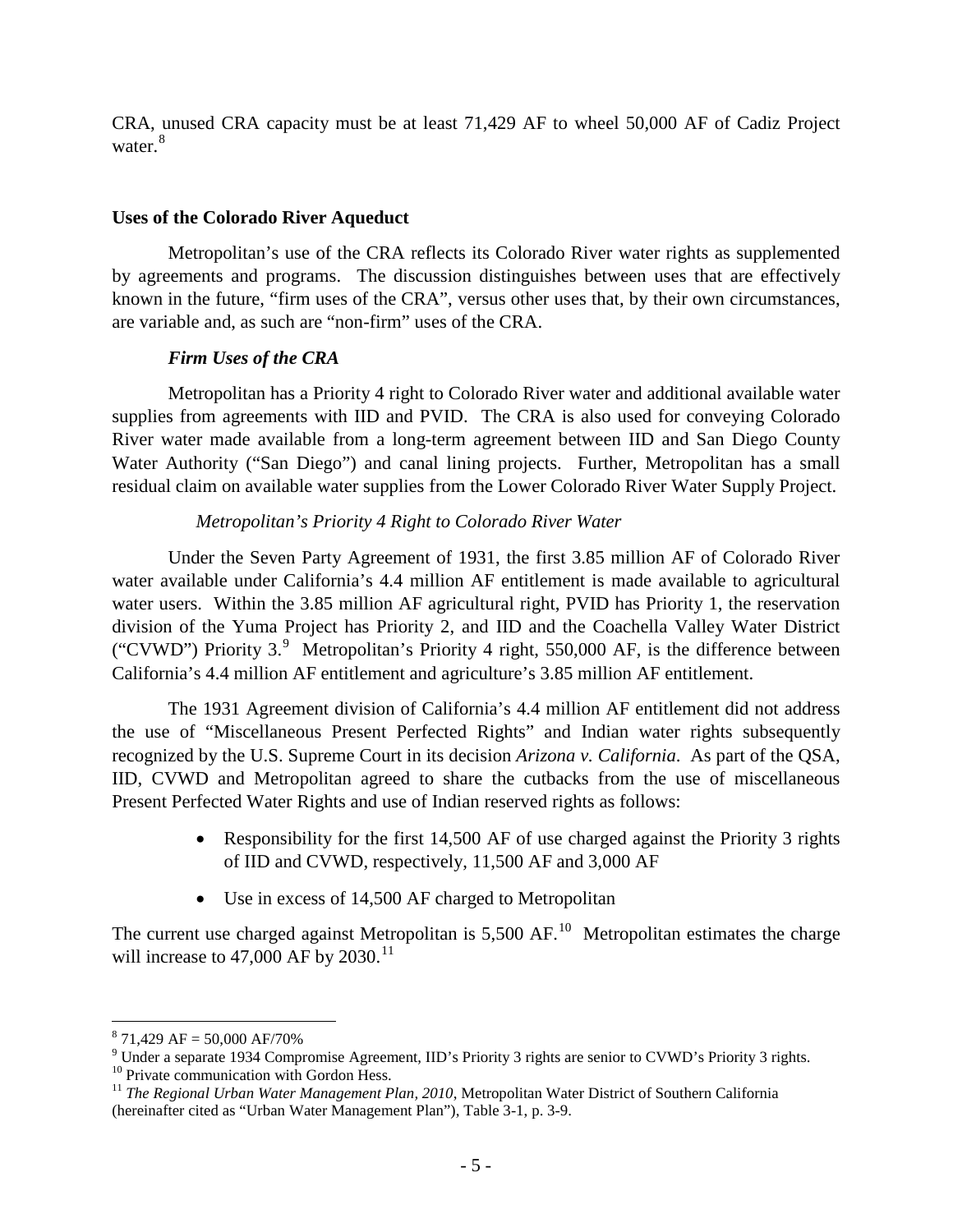CRA, unused CRA capacity must be at least 71,429 AF to wheel 50,000 AF of Cadiz Project water.[8]

**Uses of the Colorado River Aqueduct**

Metropolitan's use of the CRA reflects its Colorado River water rights as supplemented by agreements and programs. The discussion distinguishes between uses that are effectively known in the future, "firm uses of the CRA", versus other uses that, by their own circumstances, are variable and, as such are "non-firm" uses of the CRA.

***Firm Uses of the CRA***

Metropolitan has a Priority 4 right to Colorado River water and additional available water supplies from agreements with IID and PVID. The CRA is also used for conveying Colorado River water made available from a long-term agreement between IID and San Diego County Water Authority ("San Diego") and canal lining projects. Further, Metropolitan has a small residual claim on available water supplies from the Lower Colorado River Water Supply Project.

*Metropolitan's Priority 4 Right to Colorado River Water*

Under the Seven Party Agreement of 1931, the first 3.85 million AF of Colorado River water available under California's 4.4 million AF entitlement is made available to agricultural water users. Within the 3.85 million AF agricultural right, PVID has Priority 1, the reservation division of the Yuma Project has Priority 2, and IID and the Coachella Valley Water District ("CVWD") Priority 3.[9] Metropolitan's Priority 4 right, 550,000 AF, is the difference between California's 4.4 million AF entitlement and agriculture's 3.85 million AF entitlement.

The 1931 Agreement division of California's 4.4 million AF entitlement did not address the use of "Miscellaneous Present Perfected Rights" and Indian water rights subsequently recognized by the U.S. Supreme Court in its decision *Arizona v. California*. As part of the QSA, IID, CVWD and Metropolitan agreed to share the cutbacks from the use of miscellaneous Present Perfected Water Rights and use of Indian reserved rights as follows:

- Responsibility for the first 14,500 AF of use charged against the Priority 3 rights of IID and CVWD, respectively, 11,500 AF and 3,000 AF
- Use in excess of 14,500 AF charged to Metropolitan

The current use charged against Metropolitan is 5,500 AF.[10] Metropolitan estimates the charge will increase to 47,000 AF by 2030.[11]

---

[8] 71,429 AF = 50,000 AF/70%

[9] Under a separate 1934 Compromise Agreement, IID's Priority 3 rights are senior to CVWD's Priority 3 rights.

[10] Private communication with Gordon Hess.

[11] *The Regional Urban Water Management Plan, 2010*, Metropolitan Water District of Southern California (hereinafter cited as "Urban Water Management Plan"), Table 3-1, p. 3-9.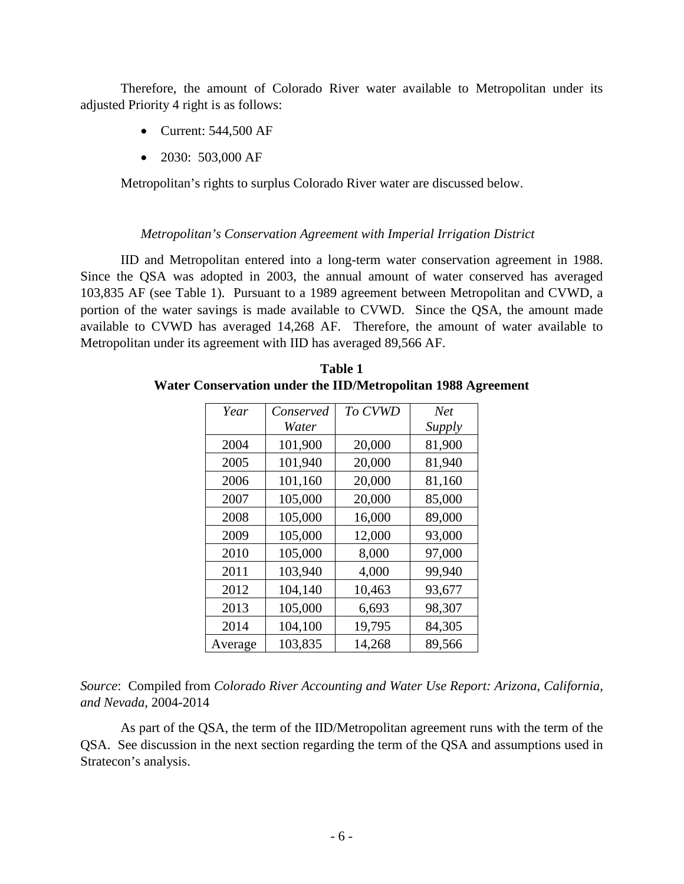Therefore, the amount of Colorado River water available to Metropolitan under its adjusted Priority 4 right is as follows:

- Current: 544,500 AF
- 2030: 503,000 AF

Metropolitan's rights to surplus Colorado River water are discussed below.

*Metropolitan's Conservation Agreement with Imperial Irrigation District*

IID and Metropolitan entered into a long-term water conservation agreement in 1988. Since the QSA was adopted in 2003, the annual amount of water conserved has averaged 103,835 AF (see Table 1). Pursuant to a 1989 agreement between Metropolitan and CVWD, a portion of the water savings is made available to CVWD. Since the QSA, the amount made available to CVWD has averaged 14,268 AF. Therefore, the amount of water available to Metropolitan under its agreement with IID has averaged 89,566 AF.

**Table 1**
**Water Conservation under the IID/Metropolitan 1988 Agreement**

| *Year* | *Conserved Water* | *To CVWD* | *Net Supply* |
|---|---|---|---|
| 2004 | 101,900 | 20,000 | 81,900 |
| 2005 | 101,940 | 20,000 | 81,940 |
| 2006 | 101,160 | 20,000 | 81,160 |
| 2007 | 105,000 | 20,000 | 85,000 |
| 2008 | 105,000 | 16,000 | 89,000 |
| 2009 | 105,000 | 12,000 | 93,000 |
| 2010 | 105,000 | 8,000 | 97,000 |
| 2011 | 103,940 | 4,000 | 99,940 |
| 2012 | 104,140 | 10,463 | 93,677 |
| 2013 | 105,000 | 6,693 | 98,307 |
| 2014 | 104,100 | 19,795 | 84,305 |
| Average | 103,835 | 14,268 | 89,566 |

*Source*: Compiled from *Colorado River Accounting and Water Use Report: Arizona, California, and Nevada*, 2004-2014

As part of the QSA, the term of the IID/Metropolitan agreement runs with the term of the QSA. See discussion in the next section regarding the term of the QSA and assumptions used in Stratecon's analysis.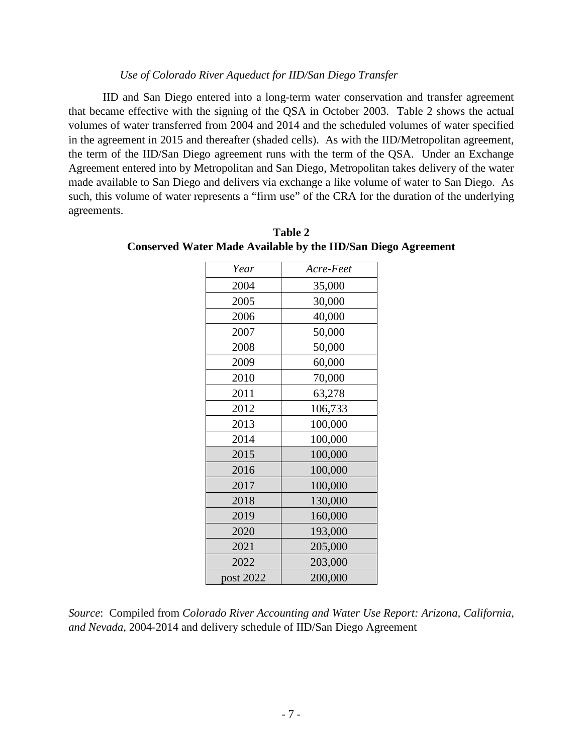*Use of Colorado River Aqueduct for IID/San Diego Transfer*

IID and San Diego entered into a long-term water conservation and transfer agreement that became effective with the signing of the QSA in October 2003. Table 2 shows the actual volumes of water transferred from 2004 and 2014 and the scheduled volumes of water specified in the agreement in 2015 and thereafter (shaded cells). As with the IID/Metropolitan agreement, the term of the IID/San Diego agreement runs with the term of the QSA. Under an Exchange Agreement entered into by Metropolitan and San Diego, Metropolitan takes delivery of the water made available to San Diego and delivers via exchange a like volume of water to San Diego. As such, this volume of water represents a "firm use" of the CRA for the duration of the underlying agreements.

**Table 2**
**Conserved Water Made Available by the IID/San Diego Agreement**

| *Year* | *Acre-Feet* |
|---|---|
| 2004 | 35,000 |
| 2005 | 30,000 |
| 2006 | 40,000 |
| 2007 | 50,000 |
| 2008 | 50,000 |
| 2009 | 60,000 |
| 2010 | 70,000 |
| 2011 | 63,278 |
| 2012 | 106,733 |
| 2013 | 100,000 |
| 2014 | 100,000 |
| 2015 | 100,000 |
| 2016 | 100,000 |
| 2017 | 100,000 |
| 2018 | 130,000 |
| 2019 | 160,000 |
| 2020 | 193,000 |
| 2021 | 205,000 |
| 2022 | 203,000 |
| post 2022 | 200,000 |

*Source*: Compiled from *Colorado River Accounting and Water Use Report: Arizona, California, and Nevada*, 2004-2014 and delivery schedule of IID/San Diego Agreement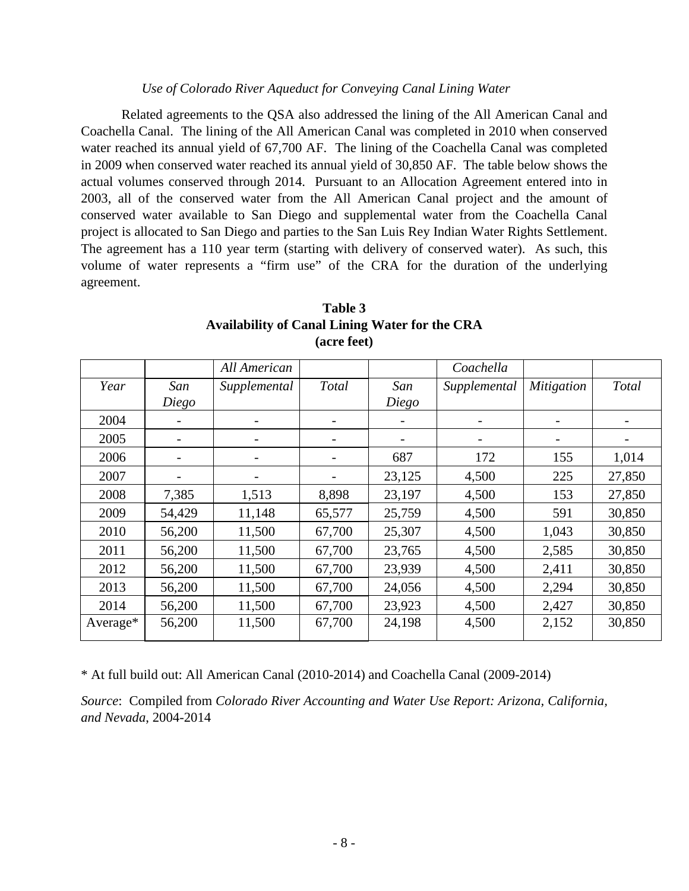*Use of Colorado River Aqueduct for Conveying Canal Lining Water*

Related agreements to the QSA also addressed the lining of the All American Canal and Coachella Canal. The lining of the All American Canal was completed in 2010 when conserved water reached its annual yield of 67,700 AF. The lining of the Coachella Canal was completed in 2009 when conserved water reached its annual yield of 30,850 AF. The table below shows the actual volumes conserved through 2014. Pursuant to an Allocation Agreement entered into in 2003, all of the conserved water from the All American Canal project and the amount of conserved water available to San Diego and supplemental water from the Coachella Canal project is allocated to San Diego and parties to the San Luis Rey Indian Water Rights Settlement. The agreement has a 110 year term (starting with delivery of conserved water). As such, this volume of water represents a "firm use" of the CRA for the duration of the underlying agreement.

**Table 3**
**Availability of Canal Lining Water for the CRA**
**(acre feet)**

| | | *All American* | | | *Coachella* | | |
|---|---|---|---|---|---|---|---|
| *Year* | *San Diego* | *Supplemental* | *Total* | *San Diego* | *Supplemental* | *Mitigation* | *Total* |
| 2004 | - | - | - | - | - | - | - |
| 2005 | - | - | - | - | - | - | - |
| 2006 | - | - | - | 687 | 172 | 155 | 1,014 |
| 2007 | - | - | - | 23,125 | 4,500 | 225 | 27,850 |
| 2008 | 7,385 | 1,513 | 8,898 | 23,197 | 4,500 | 153 | 27,850 |
| 2009 | 54,429 | 11,148 | 65,577 | 25,759 | 4,500 | 591 | 30,850 |
| 2010 | 56,200 | 11,500 | 67,700 | 25,307 | 4,500 | 1,043 | 30,850 |
| 2011 | 56,200 | 11,500 | 67,700 | 23,765 | 4,500 | 2,585 | 30,850 |
| 2012 | 56,200 | 11,500 | 67,700 | 23,939 | 4,500 | 2,411 | 30,850 |
| 2013 | 56,200 | 11,500 | 67,700 | 24,056 | 4,500 | 2,294 | 30,850 |
| 2014 | 56,200 | 11,500 | 67,700 | 23,923 | 4,500 | 2,427 | 30,850 |
| Average* | 56,200 | 11,500 | 67,700 | 24,198 | 4,500 | 2,152 | 30,850 |

* At full build out: All American Canal (2010-2014) and Coachella Canal (2009-2014)

*Source*: Compiled from *Colorado River Accounting and Water Use Report: Arizona, California, and Nevada*, 2004-2014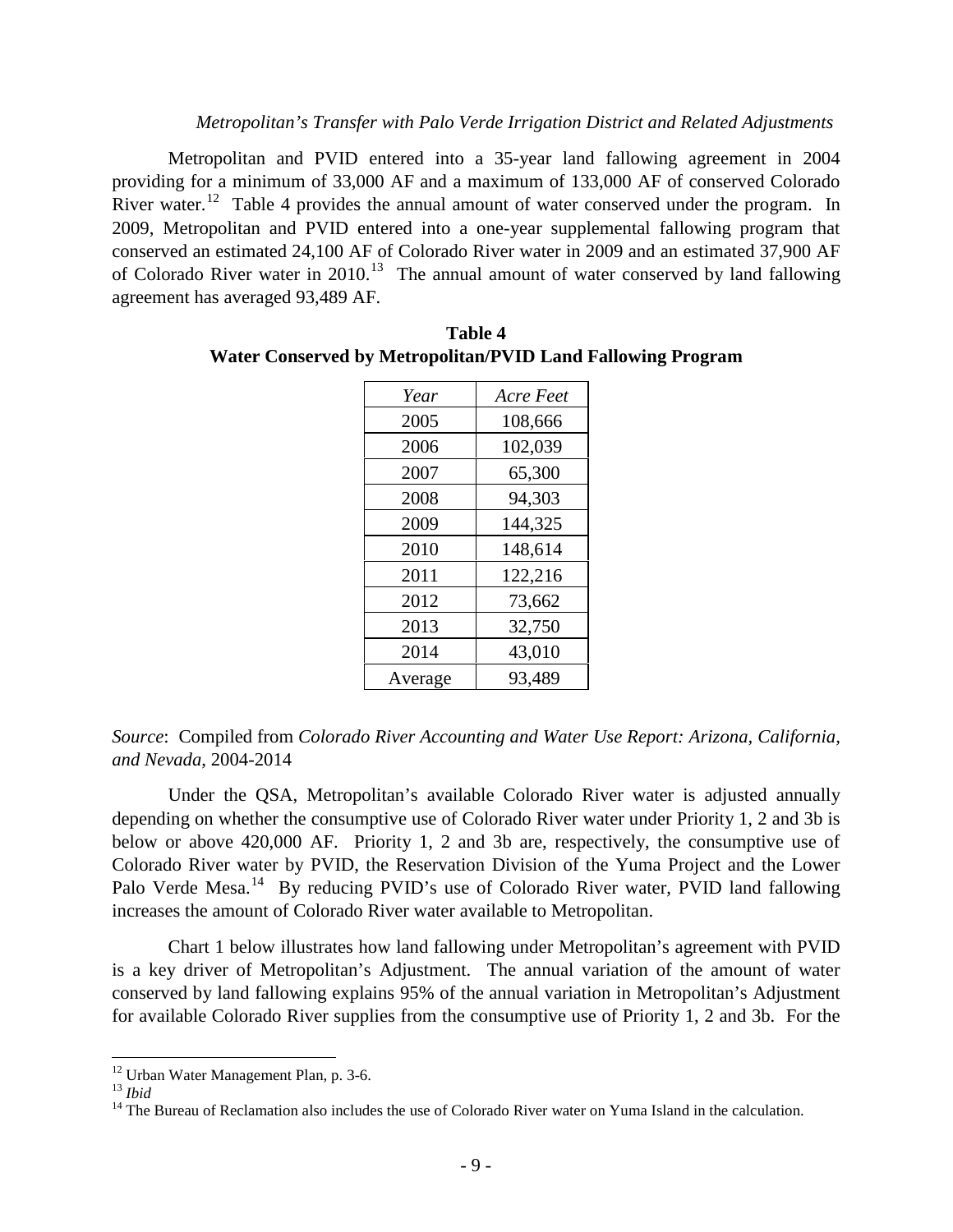*Metropolitan's Transfer with Palo Verde Irrigation District and Related Adjustments*

Metropolitan and PVID entered into a 35-year land fallowing agreement in 2004 providing for a minimum of 33,000 AF and a maximum of 133,000 AF of conserved Colorado River water.[12] Table 4 provides the annual amount of water conserved under the program. In 2009, Metropolitan and PVID entered into a one-year supplemental fallowing program that conserved an estimated 24,100 AF of Colorado River water in 2009 and an estimated 37,900 AF of Colorado River water in 2010.[13] The annual amount of water conserved by land fallowing agreement has averaged 93,489 AF.

**Table 4**
**Water Conserved by Metropolitan/PVID Land Fallowing Program**

| *Year* | *Acre Feet* |
|---|---|
| 2005 | 108,666 |
| 2006 | 102,039 |
| 2007 | 65,300 |
| 2008 | 94,303 |
| 2009 | 144,325 |
| 2010 | 148,614 |
| 2011 | 122,216 |
| 2012 | 73,662 |
| 2013 | 32,750 |
| 2014 | 43,010 |
| Average | 93,489 |

*Source*: Compiled from *Colorado River Accounting and Water Use Report: Arizona, California, and Nevada*, 2004-2014

Under the QSA, Metropolitan's available Colorado River water is adjusted annually depending on whether the consumptive use of Colorado River water under Priority 1, 2 and 3b is below or above 420,000 AF. Priority 1, 2 and 3b are, respectively, the consumptive use of Colorado River water by PVID, the Reservation Division of the Yuma Project and the Lower Palo Verde Mesa.[14] By reducing PVID's use of Colorado River water, PVID land fallowing increases the amount of Colorado River water available to Metropolitan.

Chart 1 below illustrates how land fallowing under Metropolitan's agreement with PVID is a key driver of Metropolitan's Adjustment. The annual variation of the amount of water conserved by land fallowing explains 95% of the annual variation in Metropolitan's Adjustment for available Colorado River supplies from the consumptive use of Priority 1, 2 and 3b. For the

[12] Urban Water Management Plan, p. 3-6.

[13] *Ibid*

[14] The Bureau of Reclamation also includes the use of Colorado River water on Yuma Island in the calculation.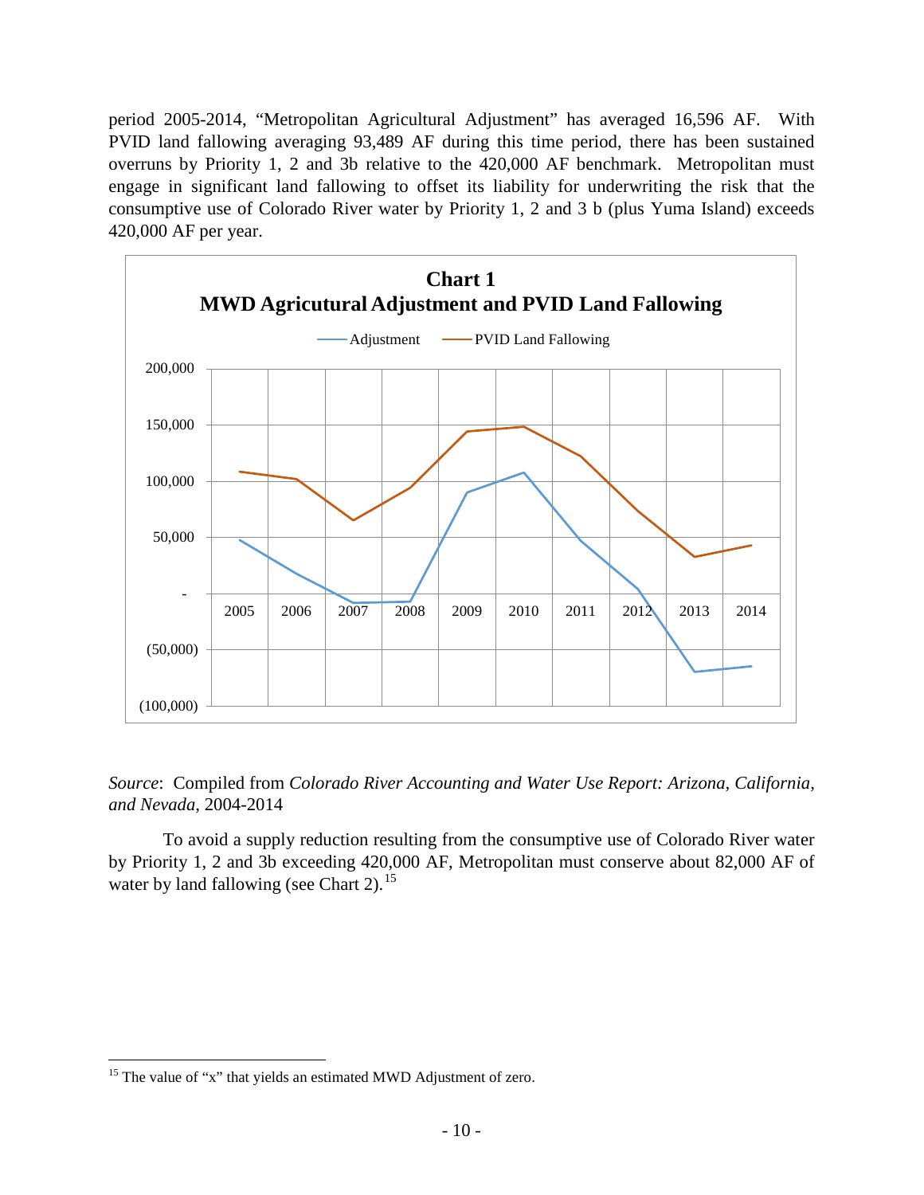period 2005-2014, "Metropolitan Agricultural Adjustment" has averaged 16,596 AF. With PVID land fallowing averaging 93,489 AF during this time period, there has been sustained overruns by Priority 1, 2 and 3b relative to the 420,000 AF benchmark. Metropolitan must engage in significant land fallowing to offset its liability for underwriting the risk that the consumptive use of Colorado River water by Priority 1, 2 and 3 b (plus Yuma Island) exceeds 420,000 AF per year.

**Chart 1**
**MWD Agricutural Adjustment and PVID Land Fallowing**

*Source*: Compiled from *Colorado River Accounting and Water Use Report: Arizona, California, and Nevada*, 2004-2014

To avoid a supply reduction resulting from the consumptive use of Colorado River water by Priority 1, 2 and 3b exceeding 420,000 AF, Metropolitan must conserve about 82,000 AF of water by land fallowing (see Chart 2).[15]

[15] The value of "x" that yields an estimated MWD Adjustment of zero.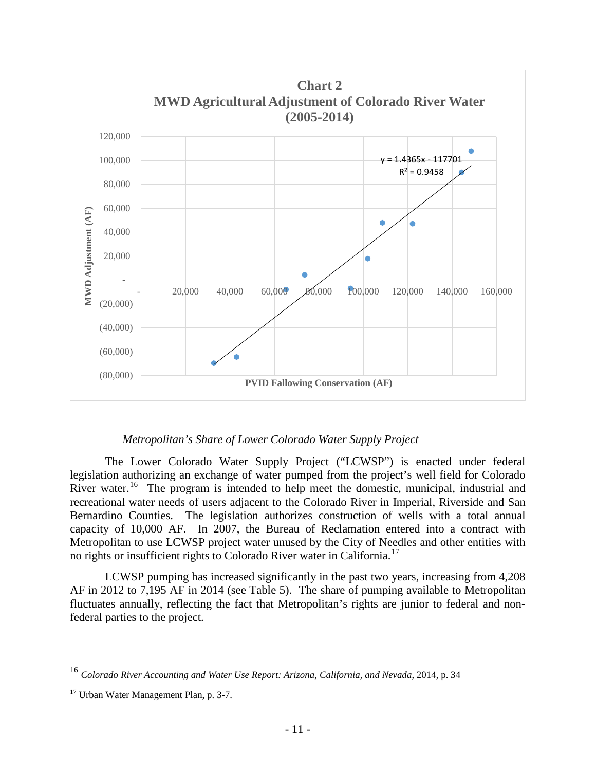**Chart 2**
**MWD Agricultural Adjustment of Colorado River Water (2005-2014)**

*Metropolitan's Share of Lower Colorado Water Supply Project*

The Lower Colorado Water Supply Project ("LCWSP") is enacted under federal legislation authorizing an exchange of water pumped from the project's well field for Colorado River water.[16] The program is intended to help meet the domestic, municipal, industrial and recreational water needs of users adjacent to the Colorado River in Imperial, Riverside and San Bernardino Counties. The legislation authorizes construction of wells with a total annual capacity of 10,000 AF. In 2007, the Bureau of Reclamation entered into a contract with Metropolitan to use LCWSP project water unused by the City of Needles and other entities with no rights or insufficient rights to Colorado River water in California.[17]

LCWSP pumping has increased significantly in the past two years, increasing from 4,208 AF in 2012 to 7,195 AF in 2014 (see Table 5). The share of pumping available to Metropolitan fluctuates annually, reflecting the fact that Metropolitan's rights are junior to federal and non-federal parties to the project.

[16] *Colorado River Accounting and Water Use Report: Arizona, California, and Nevada*, 2014, p. 34

[17] Urban Water Management Plan, p. 3-7.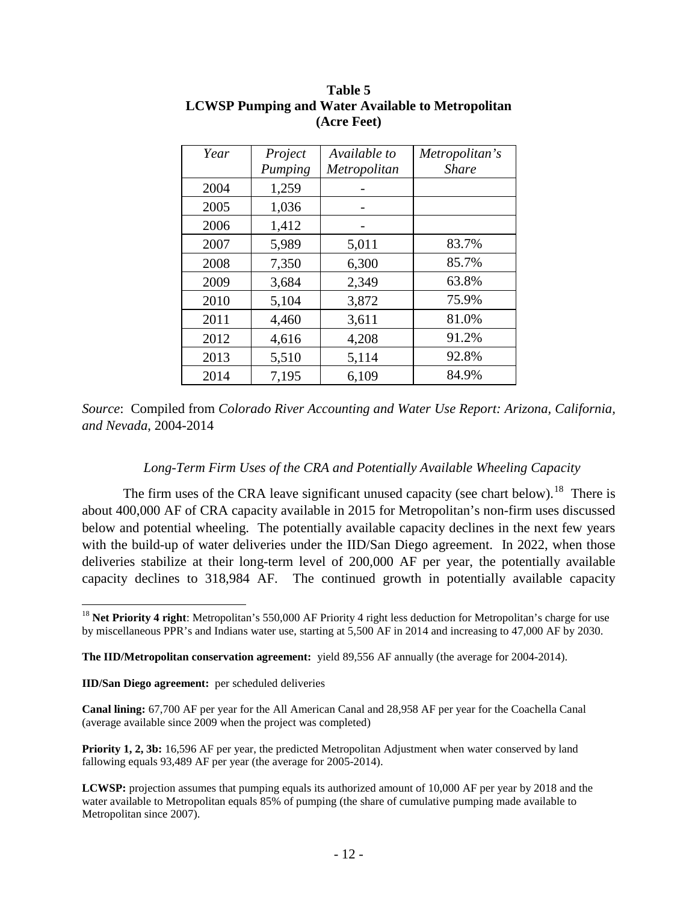**Table 5**
**LCWSP Pumping and Water Available to Metropolitan**
**(Acre Feet)**

| *Year* | *Project Pumping* | *Available to Metropolitan* | *Metropolitan's Share* |
|---|---|---|---|
| 2004 | 1,259 | - | |
| 2005 | 1,036 | - | |
| 2006 | 1,412 | - | |
| 2007 | 5,989 | 5,011 | 83.7% |
| 2008 | 7,350 | 6,300 | 85.7% |
| 2009 | 3,684 | 2,349 | 63.8% |
| 2010 | 5,104 | 3,872 | 75.9% |
| 2011 | 4,460 | 3,611 | 81.0% |
| 2012 | 4,616 | 4,208 | 91.2% |
| 2013 | 5,510 | 5,114 | 92.8% |
| 2014 | 7,195 | 6,109 | 84.9% |

*Source*: Compiled from *Colorado River Accounting and Water Use Report: Arizona, California, and Nevada*, 2004-2014

*Long-Term Firm Uses of the CRA and Potentially Available Wheeling Capacity*

The firm uses of the CRA leave significant unused capacity (see chart below).[18] There is about 400,000 AF of CRA capacity available in 2015 for Metropolitan's non-firm uses discussed below and potential wheeling. The potentially available capacity declines in the next few years with the build-up of water deliveries under the IID/San Diego agreement. In 2022, when those deliveries stabilize at their long-term level of 200,000 AF per year, the potentially available capacity declines to 318,984 AF. The continued growth in potentially available capacity

[18] **Net Priority 4 right**: Metropolitan's 550,000 AF Priority 4 right less deduction for Metropolitan's charge for use by miscellaneous PPR's and Indians water use, starting at 5,500 AF in 2014 and increasing to 47,000 AF by 2030.

**The IID/Metropolitan conservation agreement:** yield 89,556 AF annually (the average for 2004-2014).

**IID/San Diego agreement:** per scheduled deliveries

**Canal lining:** 67,700 AF per year for the All American Canal and 28,958 AF per year for the Coachella Canal (average available since 2009 when the project was completed)

**Priority 1, 2, 3b:** 16,596 AF per year, the predicted Metropolitan Adjustment when water conserved by land fallowing equals 93,489 AF per year (the average for 2005-2014).

**LCWSP:** projection assumes that pumping equals its authorized amount of 10,000 AF per year by 2018 and the water available to Metropolitan equals 85% of pumping (the share of cumulative pumping made available to Metropolitan since 2007).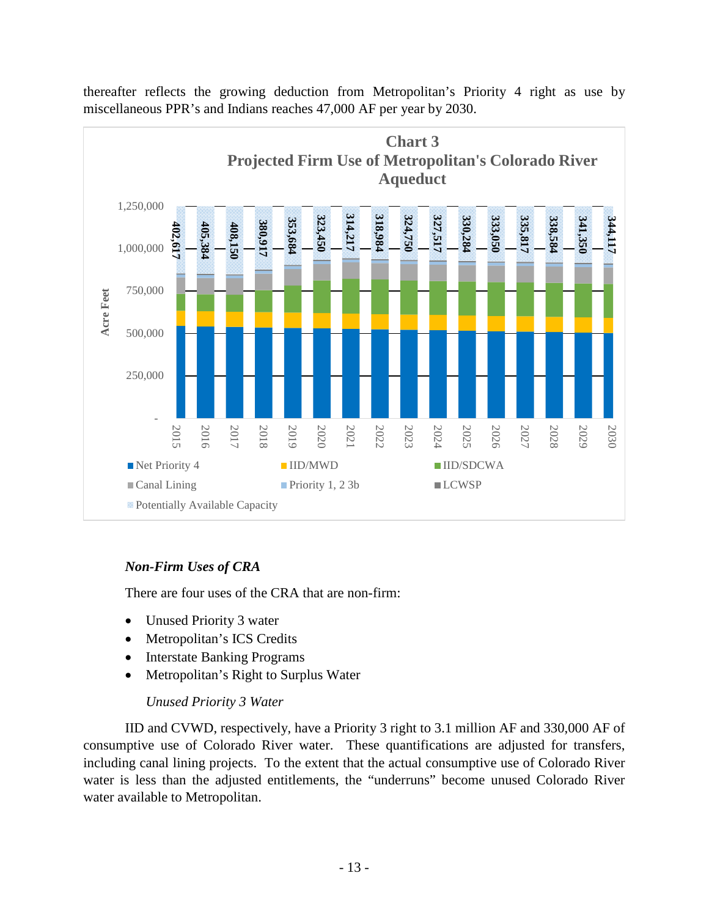thereafter reflects the growing deduction from Metropolitan's Priority 4 right as use by miscellaneous PPR's and Indians reaches 47,000 AF per year by 2030.

**Chart 3**
**Projected Firm Use of Metropolitan's Colorado River Aqueduct**

| Year | Potentially Available Capacity |
|---|---|
| 2015 | 402,617 |
| 2016 | 405,384 |
| 2017 | 408,150 |
| 2018 | 380,917 |
| 2019 | 353,684 |
| 2020 | 323,450 |
| 2021 | 314,217 |
| 2022 | 318,984 |
| 2023 | 324,750 |
| 2024 | 327,517 |
| 2025 | 330,284 |
| 2026 | 333,050 |
| 2027 | 335,817 |
| 2028 | 338,584 |
| 2029 | 341,350 |
| 2030 | 344,117 |

Legend: Net Priority 4; IID/MWD; IID/SDCWA; Canal Lining; Priority 1, 2 3b; LCWSP; Potentially Available Capacity

### *Non-Firm Uses of CRA*

There are four uses of the CRA that are non-firm:

- Unused Priority 3 water
- Metropolitan's ICS Credits
- Interstate Banking Programs
- Metropolitan's Right to Surplus Water

#### *Unused Priority 3 Water*

IID and CVWD, respectively, have a Priority 3 right to 3.1 million AF and 330,000 AF of consumptive use of Colorado River water. These quantifications are adjusted for transfers, including canal lining projects. To the extent that the actual consumptive use of Colorado River water is less than the adjusted entitlements, the "underruns" become unused Colorado River water available to Metropolitan.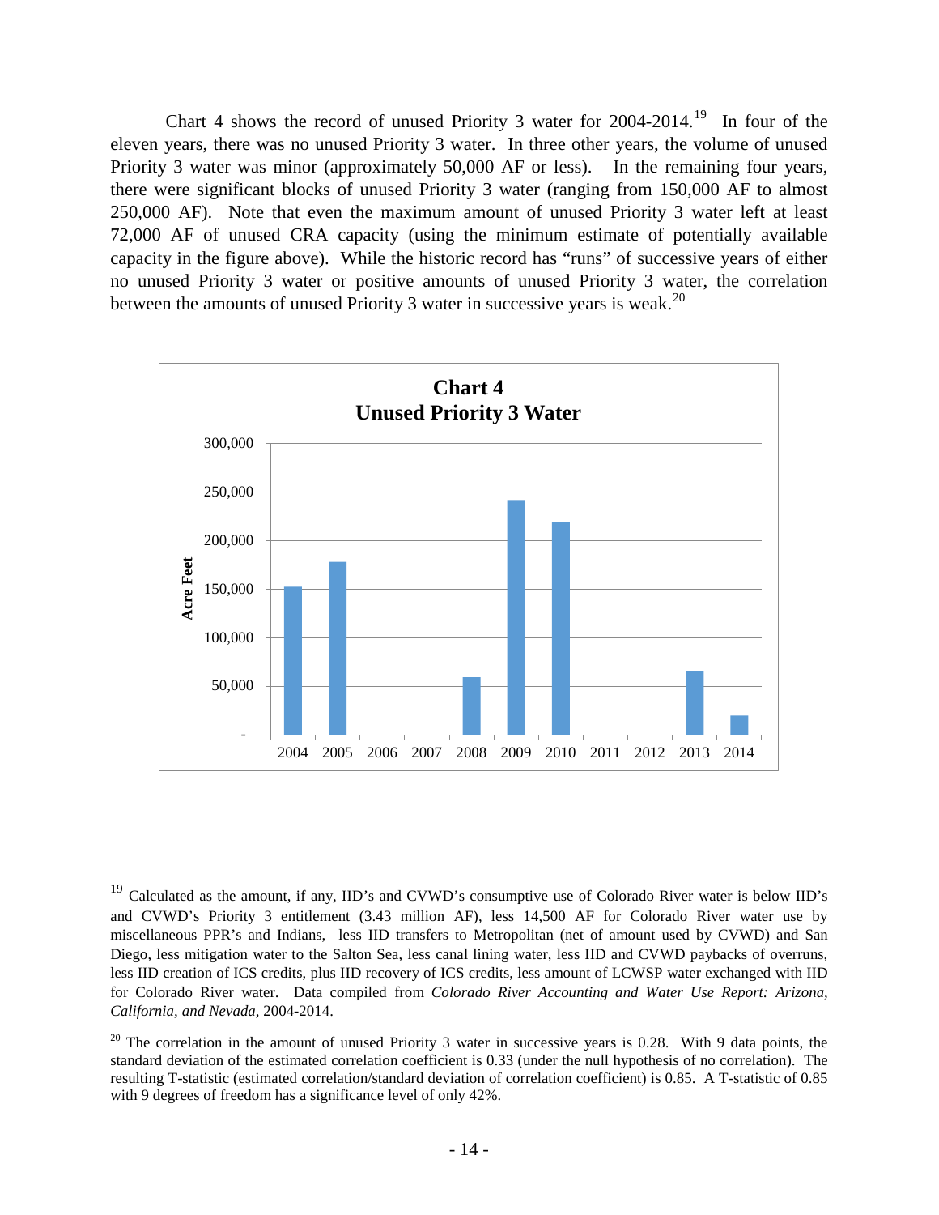Chart 4 shows the record of unused Priority 3 water for 2004-2014.[19] In four of the eleven years, there was no unused Priority 3 water. In three other years, the volume of unused Priority 3 water was minor (approximately 50,000 AF or less). In the remaining four years, there were significant blocks of unused Priority 3 water (ranging from 150,000 AF to almost 250,000 AF). Note that even the maximum amount of unused Priority 3 water left at least 72,000 AF of unused CRA capacity (using the minimum estimate of potentially available capacity in the figure above). While the historic record has "runs" of successive years of either no unused Priority 3 water or positive amounts of unused Priority 3 water, the correlation between the amounts of unused Priority 3 water in successive years is weak.[20]

**Chart 4**
**Unused Priority 3 Water**

---

[19] Calculated as the amount, if any, IID's and CVWD's consumptive use of Colorado River water is below IID's and CVWD's Priority 3 entitlement (3.43 million AF), less 14,500 AF for Colorado River water use by miscellaneous PPR's and Indians, less IID transfers to Metropolitan (net of amount used by CVWD) and San Diego, less mitigation water to the Salton Sea, less canal lining water, less IID and CVWD paybacks of overruns, less IID creation of ICS credits, plus IID recovery of ICS credits, less amount of LCWSP water exchanged with IID for Colorado River water. Data compiled from *Colorado River Accounting and Water Use Report: Arizona, California, and Nevada*, 2004-2014.

[20] The correlation in the amount of unused Priority 3 water in successive years is 0.28. With 9 data points, the standard deviation of the estimated correlation coefficient is 0.33 (under the null hypothesis of no correlation). The resulting T-statistic (estimated correlation/standard deviation of correlation coefficient) is 0.85. A T-statistic of 0.85 with 9 degrees of freedom has a significance level of only 42%.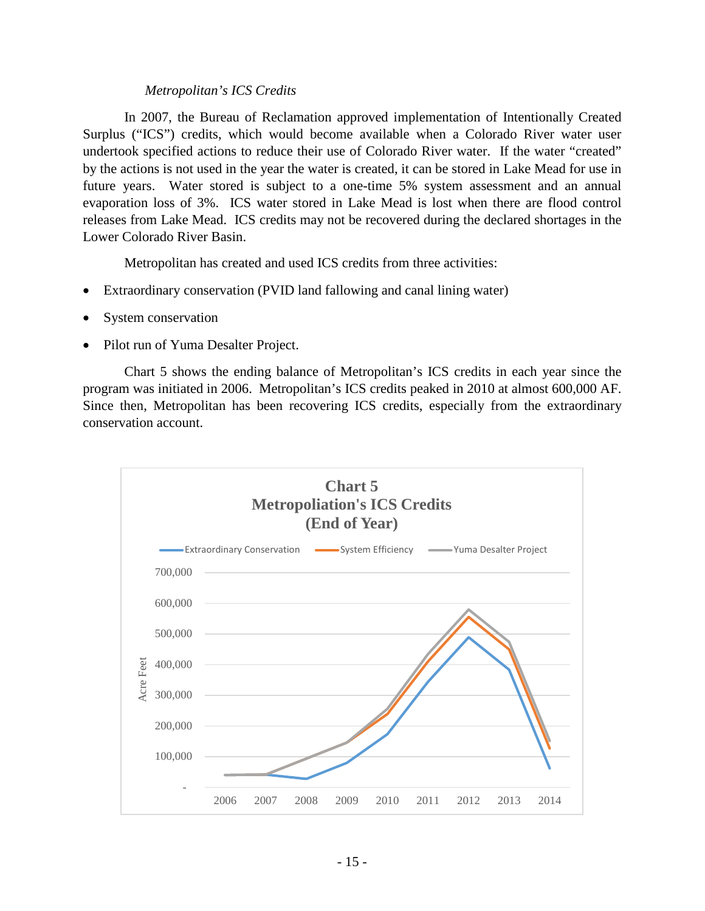*Metropolitan's ICS Credits*

In 2007, the Bureau of Reclamation approved implementation of Intentionally Created Surplus ("ICS") credits, which would become available when a Colorado River water user undertook specified actions to reduce their use of Colorado River water. If the water "created" by the actions is not used in the year the water is created, it can be stored in Lake Mead for use in future years. Water stored is subject to a one-time 5% system assessment and an annual evaporation loss of 3%. ICS water stored in Lake Mead is lost when there are flood control releases from Lake Mead. ICS credits may not be recovered during the declared shortages in the Lower Colorado River Basin.

Metropolitan has created and used ICS credits from three activities:

- Extraordinary conservation (PVID land fallowing and canal lining water)
- System conservation
- Pilot run of Yuma Desalter Project.

Chart 5 shows the ending balance of Metropolitan's ICS credits in each year since the program was initiated in 2006. Metropolitan's ICS credits peaked in 2010 at almost 600,000 AF. Since then, Metropolitan has been recovering ICS credits, especially from the extraordinary conservation account.

**Chart 5**
**Metropoliation's ICS Credits**
**(End of Year)**

Legend: Extraordinary Conservation; System Efficiency; Yuma Desalter Project

Y-axis: Acre Feet (-, 100,000, 200,000, 300,000, 400,000, 500,000, 600,000, 700,000)

X-axis: 2006, 2007, 2008, 2009, 2010, 2011, 2012, 2013, 2014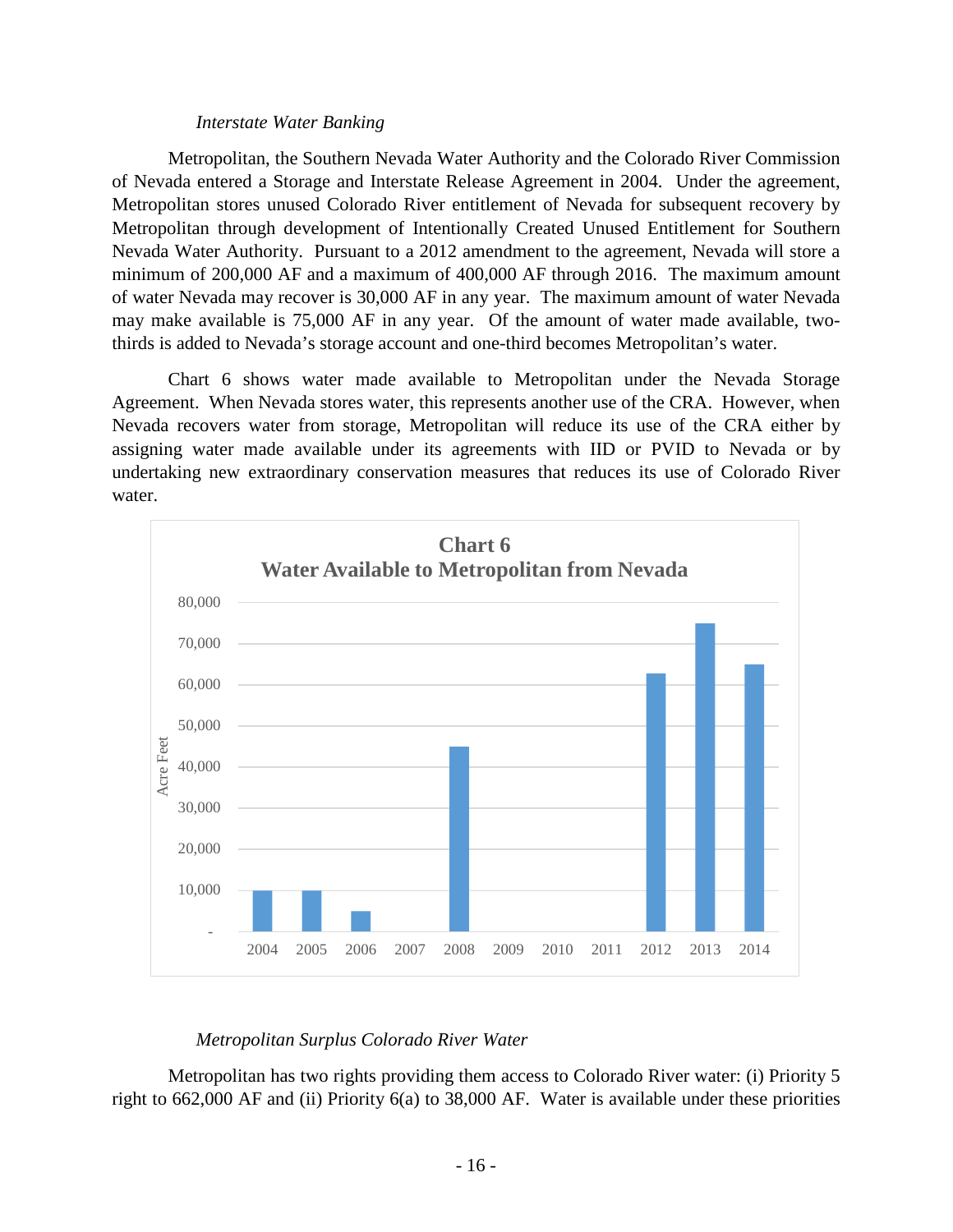*Interstate Water Banking*

Metropolitan, the Southern Nevada Water Authority and the Colorado River Commission of Nevada entered a Storage and Interstate Release Agreement in 2004. Under the agreement, Metropolitan stores unused Colorado River entitlement of Nevada for subsequent recovery by Metropolitan through development of Intentionally Created Unused Entitlement for Southern Nevada Water Authority. Pursuant to a 2012 amendment to the agreement, Nevada will store a minimum of 200,000 AF and a maximum of 400,000 AF through 2016. The maximum amount of water Nevada may recover is 30,000 AF in any year. The maximum amount of water Nevada may make available is 75,000 AF in any year. Of the amount of water made available, two-thirds is added to Nevada's storage account and one-third becomes Metropolitan's water.

Chart 6 shows water made available to Metropolitan under the Nevada Storage Agreement. When Nevada stores water, this represents another use of the CRA. However, when Nevada recovers water from storage, Metropolitan will reduce its use of the CRA either by assigning water made available under its agreements with IID or PVID to Nevada or by undertaking new extraordinary conservation measures that reduces its use of Colorado River water.

**Chart 6**
**Water Available to Metropolitan from Nevada**

*Metropolitan Surplus Colorado River Water*

Metropolitan has two rights providing them access to Colorado River water: (i) Priority 5 right to 662,000 AF and (ii) Priority 6(a) to 38,000 AF. Water is available under these priorities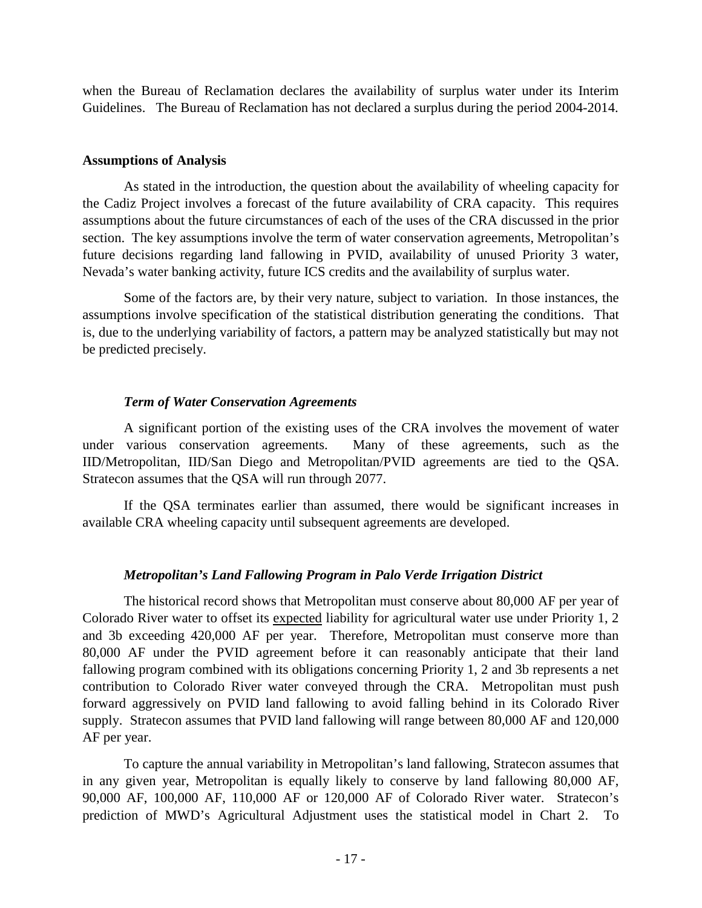when the Bureau of Reclamation declares the availability of surplus water under its Interim Guidelines. The Bureau of Reclamation has not declared a surplus during the period 2004-2014.

### Assumptions of Analysis

As stated in the introduction, the question about the availability of wheeling capacity for the Cadiz Project involves a forecast of the future availability of CRA capacity. This requires assumptions about the future circumstances of each of the uses of the CRA discussed in the prior section. The key assumptions involve the term of water conservation agreements, Metropolitan's future decisions regarding land fallowing in PVID, availability of unused Priority 3 water, Nevada's water banking activity, future ICS credits and the availability of surplus water.

Some of the factors are, by their very nature, subject to variation. In those instances, the assumptions involve specification of the statistical distribution generating the conditions. That is, due to the underlying variability of factors, a pattern may be analyzed statistically but may not be predicted precisely.

#### *Term of Water Conservation Agreements*

A significant portion of the existing uses of the CRA involves the movement of water under various conservation agreements. Many of these agreements, such as the IID/Metropolitan, IID/San Diego and Metropolitan/PVID agreements are tied to the QSA. Stratecon assumes that the QSA will run through 2077.

If the QSA terminates earlier than assumed, there would be significant increases in available CRA wheeling capacity until subsequent agreements are developed.

#### *Metropolitan's Land Fallowing Program in Palo Verde Irrigation District*

The historical record shows that Metropolitan must conserve about 80,000 AF per year of Colorado River water to offset its expected liability for agricultural water use under Priority 1, 2 and 3b exceeding 420,000 AF per year. Therefore, Metropolitan must conserve more than 80,000 AF under the PVID agreement before it can reasonably anticipate that their land fallowing program combined with its obligations concerning Priority 1, 2 and 3b represents a net contribution to Colorado River water conveyed through the CRA. Metropolitan must push forward aggressively on PVID land fallowing to avoid falling behind in its Colorado River supply. Stratecon assumes that PVID land fallowing will range between 80,000 AF and 120,000 AF per year.

To capture the annual variability in Metropolitan's land fallowing, Stratecon assumes that in any given year, Metropolitan is equally likely to conserve by land fallowing 80,000 AF, 90,000 AF, 100,000 AF, 110,000 AF or 120,000 AF of Colorado River water. Stratecon's prediction of MWD's Agricultural Adjustment uses the statistical model in Chart 2. To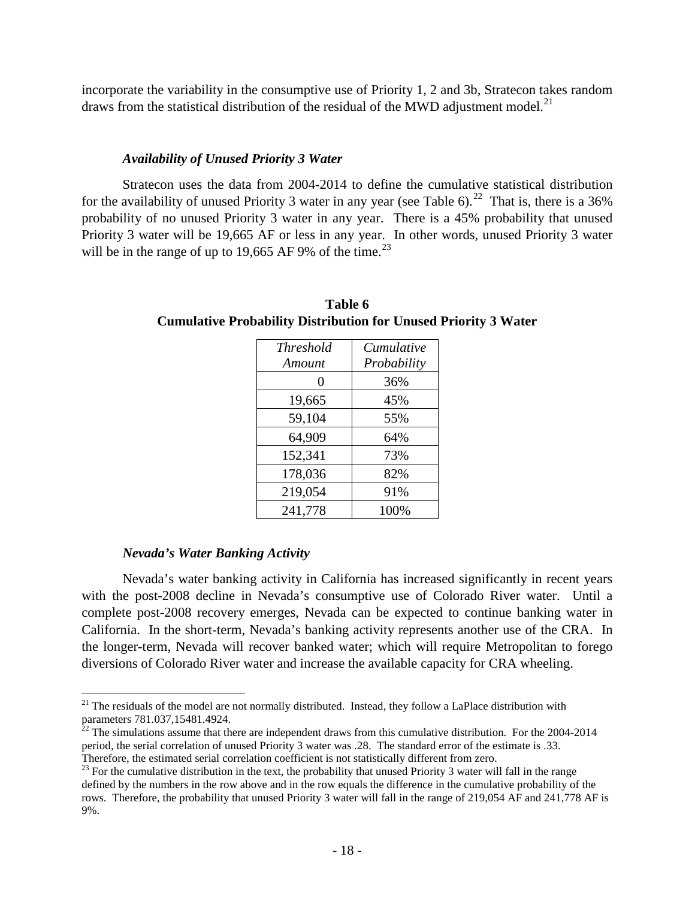incorporate the variability in the consumptive use of Priority 1, 2 and 3b, Stratecon takes random draws from the statistical distribution of the residual of the MWD adjustment model.[21]

### *Availability of Unused Priority 3 Water*

Stratecon uses the data from 2004-2014 to define the cumulative statistical distribution for the availability of unused Priority 3 water in any year (see Table 6).[22] That is, there is a 36% probability of no unused Priority 3 water in any year. There is a 45% probability that unused Priority 3 water will be 19,665 AF or less in any year. In other words, unused Priority 3 water will be in the range of up to 19,665 AF 9% of the time.[23]

**Table 6**
**Cumulative Probability Distribution for Unused Priority 3 Water**

| *Threshold Amount* | *Cumulative Probability* |
|---|---|
| 0 | 36% |
| 19,665 | 45% |
| 59,104 | 55% |
| 64,909 | 64% |
| 152,341 | 73% |
| 178,036 | 82% |
| 219,054 | 91% |
| 241,778 | 100% |

### *Nevada's Water Banking Activity*

Nevada's water banking activity in California has increased significantly in recent years with the post-2008 decline in Nevada's consumptive use of Colorado River water. Until a complete post-2008 recovery emerges, Nevada can be expected to continue banking water in California. In the short-term, Nevada's banking activity represents another use of the CRA. In the longer-term, Nevada will recover banked water; which will require Metropolitan to forego diversions of Colorado River water and increase the available capacity for CRA wheeling.

---

[21] The residuals of the model are not normally distributed. Instead, they follow a LaPlace distribution with parameters 781.037,15481.4924.

[22] The simulations assume that there are independent draws from this cumulative distribution. For the 2004-2014 period, the serial correlation of unused Priority 3 water was .28. The standard error of the estimate is .33. Therefore, the estimated serial correlation coefficient is not statistically different from zero.

[23] For the cumulative distribution in the text, the probability that unused Priority 3 water will fall in the range defined by the numbers in the row above and in the row equals the difference in the cumulative probability of the rows. Therefore, the probability that unused Priority 3 water will fall in the range of 219,054 AF and 241,778 AF is 9%.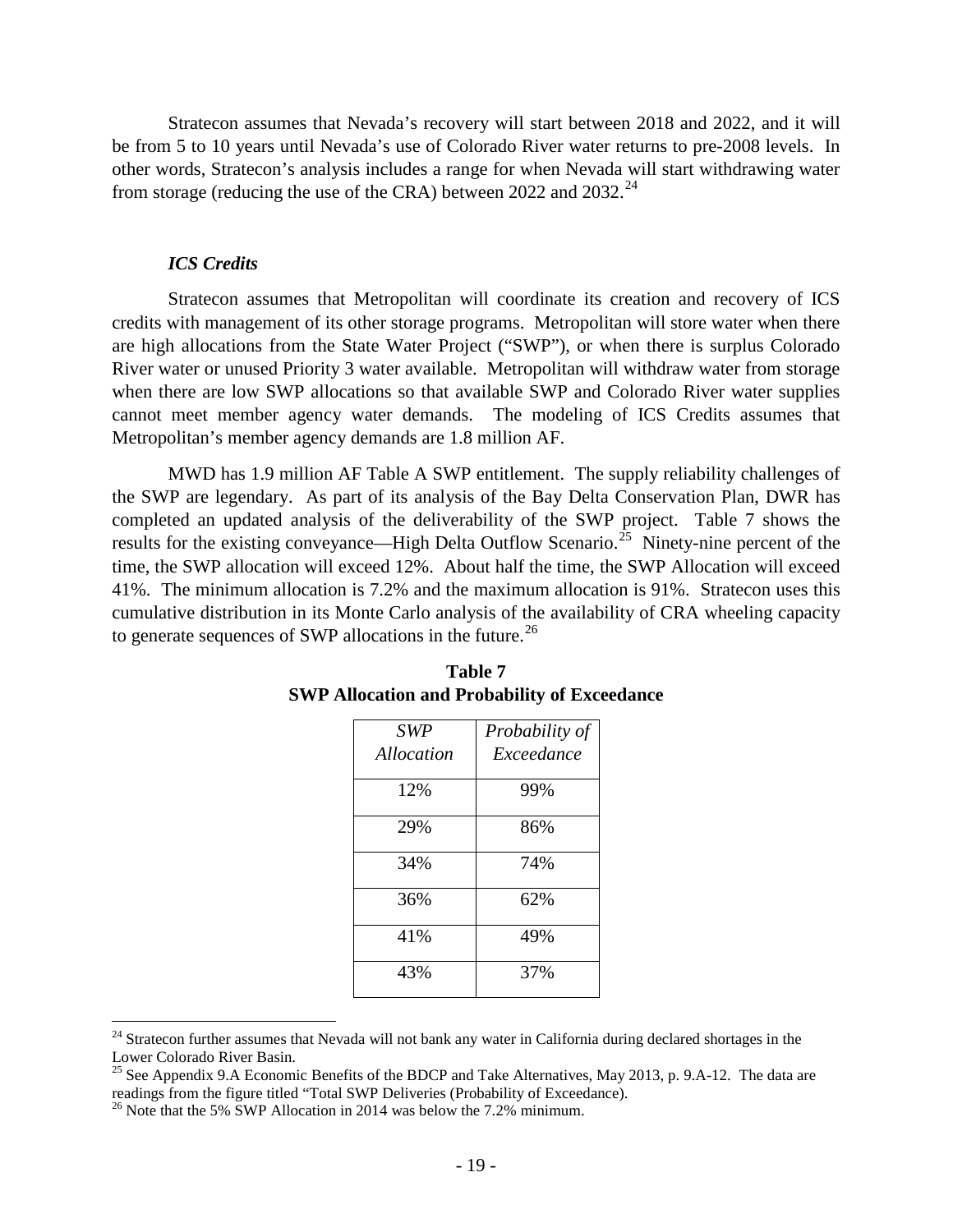Stratecon assumes that Nevada's recovery will start between 2018 and 2022, and it will be from 5 to 10 years until Nevada's use of Colorado River water returns to pre-2008 levels. In other words, Stratecon's analysis includes a range for when Nevada will start withdrawing water from storage (reducing the use of the CRA) between 2022 and 2032.[24]

### *ICS Credits*

Stratecon assumes that Metropolitan will coordinate its creation and recovery of ICS credits with management of its other storage programs. Metropolitan will store water when there are high allocations from the State Water Project ("SWP"), or when there is surplus Colorado River water or unused Priority 3 water available. Metropolitan will withdraw water from storage when there are low SWP allocations so that available SWP and Colorado River water supplies cannot meet member agency water demands. The modeling of ICS Credits assumes that Metropolitan's member agency demands are 1.8 million AF.

MWD has 1.9 million AF Table A SWP entitlement. The supply reliability challenges of the SWP are legendary. As part of its analysis of the Bay Delta Conservation Plan, DWR has completed an updated analysis of the deliverability of the SWP project. Table 7 shows the results for the existing conveyance—High Delta Outflow Scenario.[25] Ninety-nine percent of the time, the SWP allocation will exceed 12%. About half the time, the SWP Allocation will exceed 41%. The minimum allocation is 7.2% and the maximum allocation is 91%. Stratecon uses this cumulative distribution in its Monte Carlo analysis of the availability of CRA wheeling capacity to generate sequences of SWP allocations in the future.[26]

**Table 7**
**SWP Allocation and Probability of Exceedance**

| *SWP Allocation* | *Probability of Exceedance* |
|---|---|
| 12% | 99% |
| 29% | 86% |
| 34% | 74% |
| 36% | 62% |
| 41% | 49% |
| 43% | 37% |

[24] Stratecon further assumes that Nevada will not bank any water in California during declared shortages in the Lower Colorado River Basin.

[25] See Appendix 9.A Economic Benefits of the BDCP and Take Alternatives, May 2013, p. 9.A-12. The data are readings from the figure titled "Total SWP Deliveries (Probability of Exceedance).

[26] Note that the 5% SWP Allocation in 2014 was below the 7.2% minimum.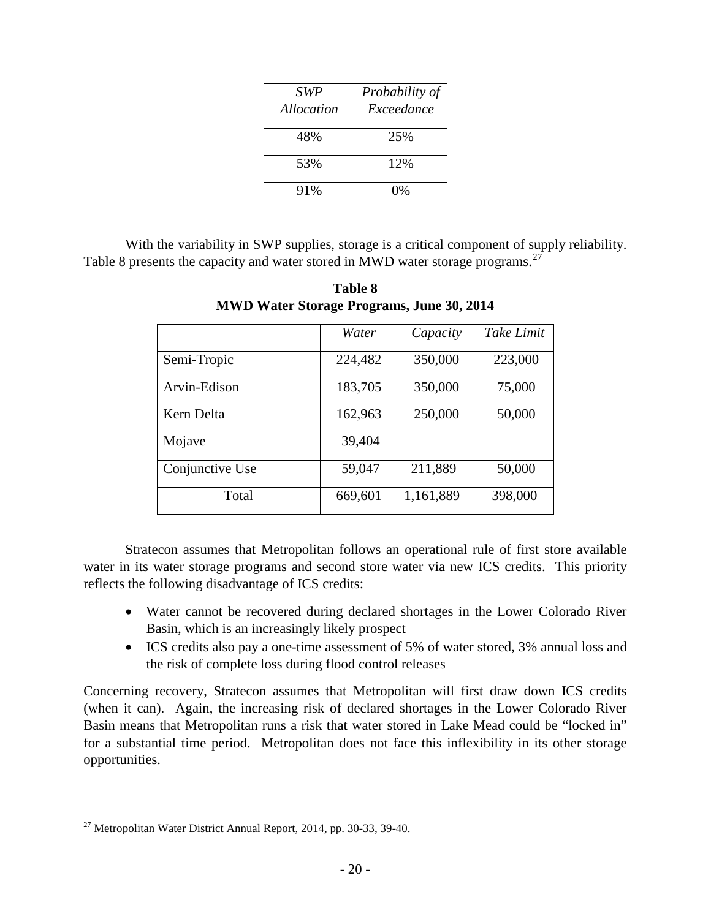| *SWP Allocation* | *Probability of Exceedance* |
|---|---|
| 48% | 25% |
| 53% | 12% |
| 91% | 0% |

With the variability in SWP supplies, storage is a critical component of supply reliability. Table 8 presents the capacity and water stored in MWD water storage programs.[27]

**Table 8**
**MWD Water Storage Programs, June 30, 2014**

| | *Water* | *Capacity* | *Take Limit* |
|---|---|---|---|
| Semi-Tropic | 224,482 | 350,000 | 223,000 |
| Arvin-Edison | 183,705 | 350,000 | 75,000 |
| Kern Delta | 162,963 | 250,000 | 50,000 |
| Mojave | 39,404 | | |
| Conjunctive Use | 59,047 | 211,889 | 50,000 |
| Total | 669,601 | 1,161,889 | 398,000 |

Stratecon assumes that Metropolitan follows an operational rule of first store available water in its water storage programs and second store water via new ICS credits. This priority reflects the following disadvantage of ICS credits:

- Water cannot be recovered during declared shortages in the Lower Colorado River Basin, which is an increasingly likely prospect
- ICS credits also pay a one-time assessment of 5% of water stored, 3% annual loss and the risk of complete loss during flood control releases

Concerning recovery, Stratecon assumes that Metropolitan will first draw down ICS credits (when it can). Again, the increasing risk of declared shortages in the Lower Colorado River Basin means that Metropolitan runs a risk that water stored in Lake Mead could be "locked in" for a substantial time period. Metropolitan does not face this inflexibility in its other storage opportunities.

[27] Metropolitan Water District Annual Report, 2014, pp. 30-33, 39-40.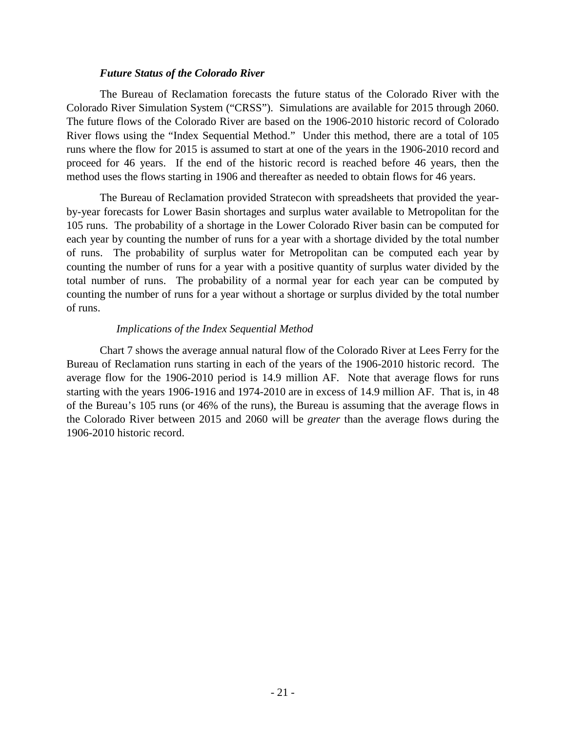### *Future Status of the Colorado River*

The Bureau of Reclamation forecasts the future status of the Colorado River with the Colorado River Simulation System ("CRSS"). Simulations are available for 2015 through 2060. The future flows of the Colorado River are based on the 1906-2010 historic record of Colorado River flows using the "Index Sequential Method." Under this method, there are a total of 105 runs where the flow for 2015 is assumed to start at one of the years in the 1906-2010 record and proceed for 46 years. If the end of the historic record is reached before 46 years, then the method uses the flows starting in 1906 and thereafter as needed to obtain flows for 46 years.

The Bureau of Reclamation provided Stratecon with spreadsheets that provided the year-by-year forecasts for Lower Basin shortages and surplus water available to Metropolitan for the 105 runs. The probability of a shortage in the Lower Colorado River basin can be computed for each year by counting the number of runs for a year with a shortage divided by the total number of runs. The probability of surplus water for Metropolitan can be computed each year by counting the number of runs for a year with a positive quantity of surplus water divided by the total number of runs. The probability of a normal year for each year can be computed by counting the number of runs for a year without a shortage or surplus divided by the total number of runs.

#### *Implications of the Index Sequential Method*

Chart 7 shows the average annual natural flow of the Colorado River at Lees Ferry for the Bureau of Reclamation runs starting in each of the years of the 1906-2010 historic record. The average flow for the 1906-2010 period is 14.9 million AF. Note that average flows for runs starting with the years 1906-1916 and 1974-2010 are in excess of 14.9 million AF. That is, in 48 of the Bureau's 105 runs (or 46% of the runs), the Bureau is assuming that the average flows in the Colorado River between 2015 and 2060 will be *greater* than the average flows during the 1906-2010 historic record.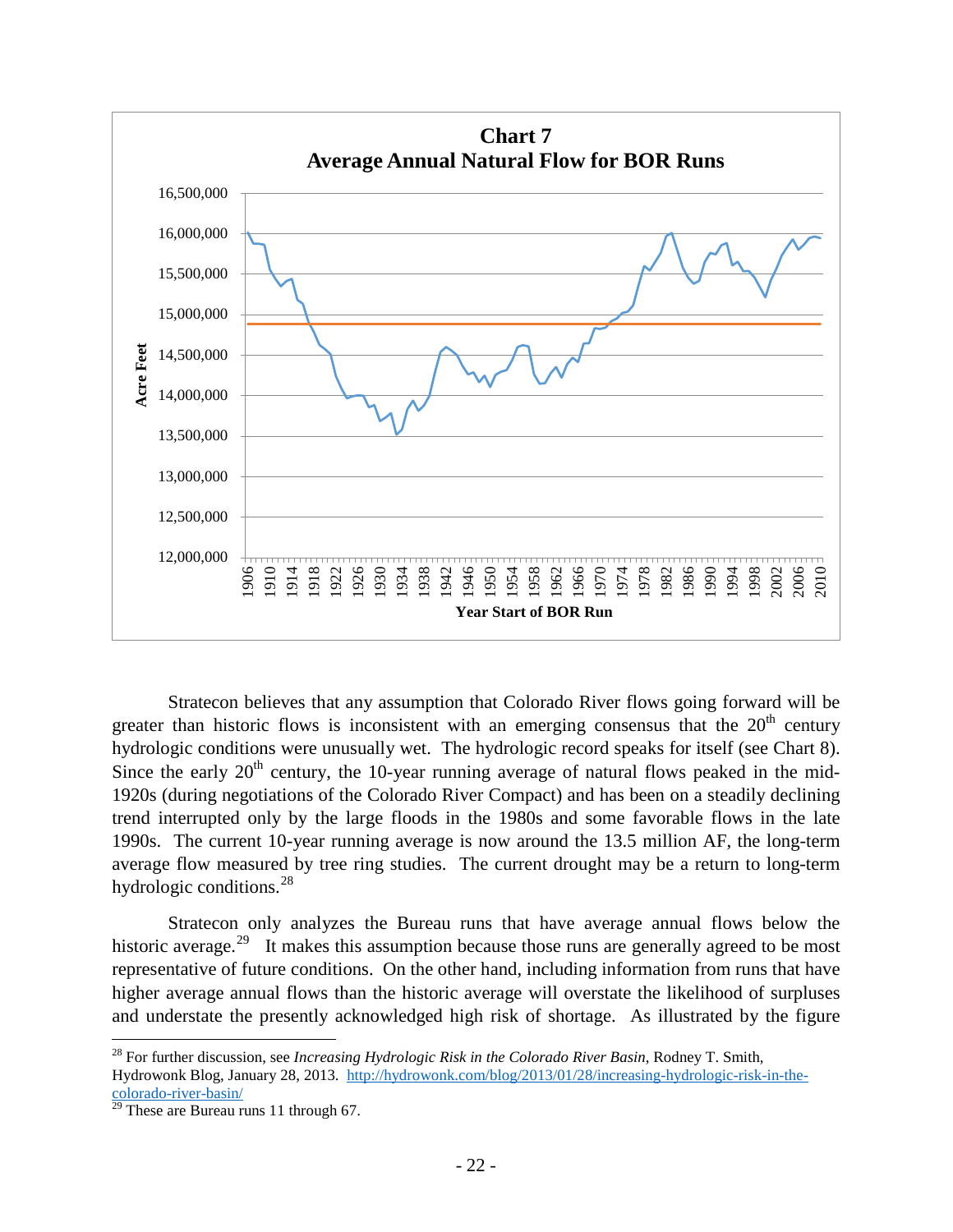**Chart 7**
**Average Annual Natural Flow for BOR Runs**

Stratecon believes that any assumption that Colorado River flows going forward will be greater than historic flows is inconsistent with an emerging consensus that the 20th century hydrologic conditions were unusually wet. The hydrologic record speaks for itself (see Chart 8). Since the early 20th century, the 10-year running average of natural flows peaked in the mid-1920s (during negotiations of the Colorado River Compact) and has been on a steadily declining trend interrupted only by the large floods in the 1980s and some favorable flows in the late 1990s. The current 10-year running average is now around the 13.5 million AF, the long-term average flow measured by tree ring studies. The current drought may be a return to long-term hydrologic conditions.[28]

Stratecon only analyzes the Bureau runs that have average annual flows below the historic average.[29] It makes this assumption because those runs are generally agreed to be most representative of future conditions. On the other hand, including information from runs that have higher average annual flows than the historic average will overstate the likelihood of surpluses and understate the presently acknowledged high risk of shortage. As illustrated by the figure

---

[28] For further discussion, see *Increasing Hydrologic Risk in the Colorado River Basin*, Rodney T. Smith, Hydrowonk Blog, January 28, 2013. [http://hydrowonk.com/blog/2013/01/28/increasing-hydrologic-risk-in-the-colorado-river-basin/](http://hydrowonk.com/blog/2013/01/28/increasing-hydrologic-risk-in-the-colorado-river-basin/)

[29] These are Bureau runs 11 through 67.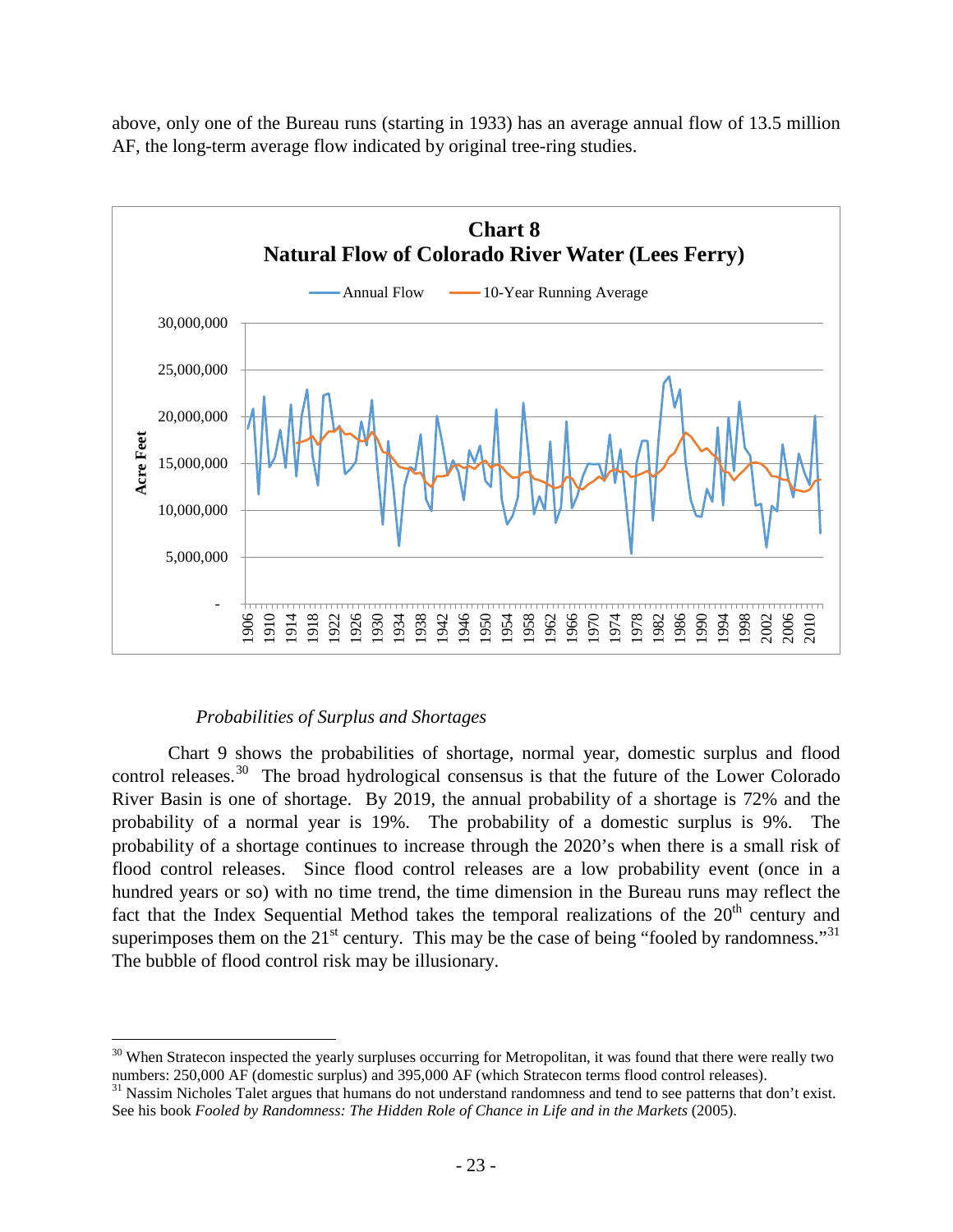above, only one of the Bureau runs (starting in 1933) has an average annual flow of 13.5 million AF, the long-term average flow indicated by original tree-ring studies.

**Chart 8**
**Natural Flow of Colorado River Water (Lees Ferry)**

*Probabilities of Surplus and Shortages*

Chart 9 shows the probabilities of shortage, normal year, domestic surplus and flood control releases.[30] The broad hydrological consensus is that the future of the Lower Colorado River Basin is one of shortage. By 2019, the annual probability of a shortage is 72% and the probability of a normal year is 19%. The probability of a domestic surplus is 9%. The probability of a shortage continues to increase through the 2020's when there is a small risk of flood control releases. Since flood control releases are a low probability event (once in a hundred years or so) with no time trend, the time dimension in the Bureau runs may reflect the fact that the Index Sequential Method takes the temporal realizations of the 20th century and superimposes them on the 21st century. This may be the case of being "fooled by randomness."[31] The bubble of flood control risk may be illusionary.

---

[30] When Stratecon inspected the yearly surpluses occurring for Metropolitan, it was found that there were really two numbers: 250,000 AF (domestic surplus) and 395,000 AF (which Stratecon terms flood control releases).

[31] Nassim Nicholes Talet argues that humans do not understand randomness and tend to see patterns that don't exist. See his book *Fooled by Randomness: The Hidden Role of Chance in Life and in the Markets* (2005).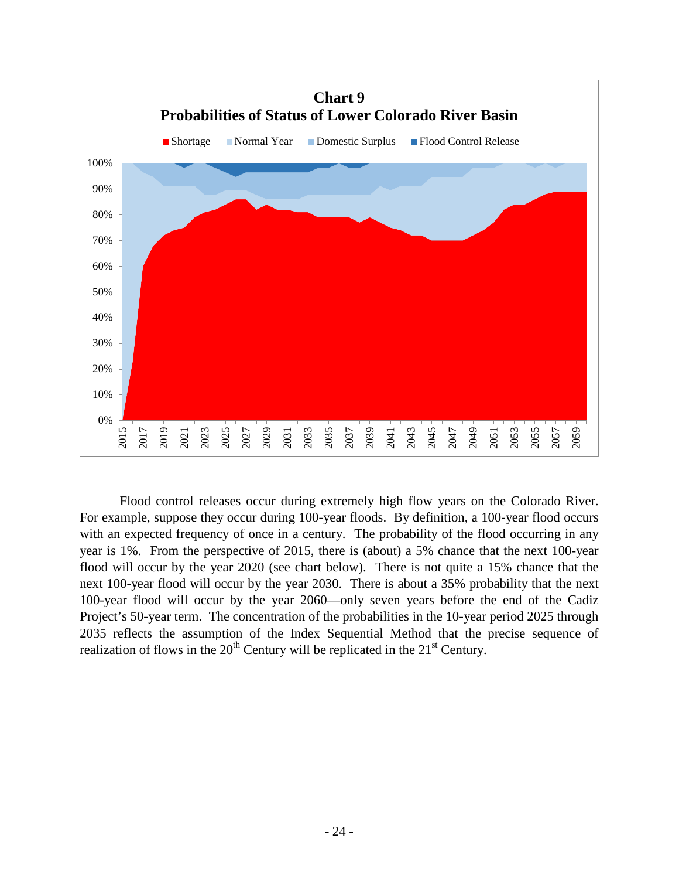**Chart 9**
**Probabilities of Status of Lower Colorado River Basin**

Flood control releases occur during extremely high flow years on the Colorado River. For example, suppose they occur during 100-year floods. By definition, a 100-year flood occurs with an expected frequency of once in a century. The probability of the flood occurring in any year is 1%. From the perspective of 2015, there is (about) a 5% chance that the next 100-year flood will occur by the year 2020 (see chart below). There is not quite a 15% chance that the next 100-year flood will occur by the year 2030. There is about a 35% probability that the next 100-year flood will occur by the year 2060—only seven years before the end of the Cadiz Project's 50-year term. The concentration of the probabilities in the 10-year period 2025 through 2035 reflects the assumption of the Index Sequential Method that the precise sequence of realization of flows in the 20th Century will be replicated in the 21st Century.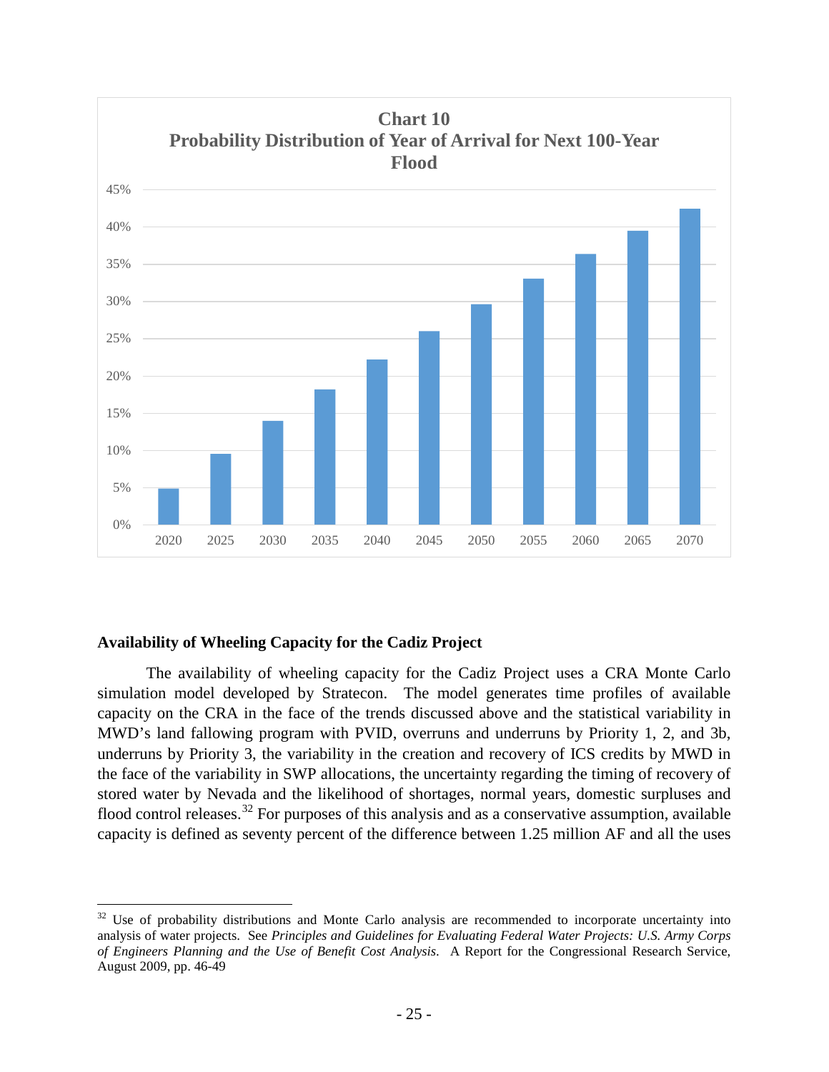**Chart 10**
**Probability Distribution of Year of Arrival for Next 100-Year Flood**

| Year | Probability |
|---|---|
| 2020 | ~5% |
| 2025 | ~9.5% |
| 2030 | ~14% |
| 2035 | ~18% |
| 2040 | ~22% |
| 2045 | ~26% |
| 2050 | ~29.5% |
| 2055 | ~33% |
| 2060 | ~36% |
| 2065 | ~39.5% |
| 2070 | ~42.5% |

### Availability of Wheeling Capacity for the Cadiz Project

The availability of wheeling capacity for the Cadiz Project uses a CRA Monte Carlo simulation model developed by Stratecon. The model generates time profiles of available capacity on the CRA in the face of the trends discussed above and the statistical variability in MWD's land fallowing program with PVID, overruns and underruns by Priority 1, 2, and 3b, underruns by Priority 3, the variability in the creation and recovery of ICS credits by MWD in the face of the variability in SWP allocations, the uncertainty regarding the timing of recovery of stored water by Nevada and the likelihood of shortages, normal years, domestic surpluses and flood control releases.[32] For purposes of this analysis and as a conservative assumption, available capacity is defined as seventy percent of the difference between 1.25 million AF and all the uses

---

[32] Use of probability distributions and Monte Carlo analysis are recommended to incorporate uncertainty into analysis of water projects. See *Principles and Guidelines for Evaluating Federal Water Projects: U.S. Army Corps of Engineers Planning and the Use of Benefit Cost Analysis*. A Report for the Congressional Research Service, August 2009, pp. 46-49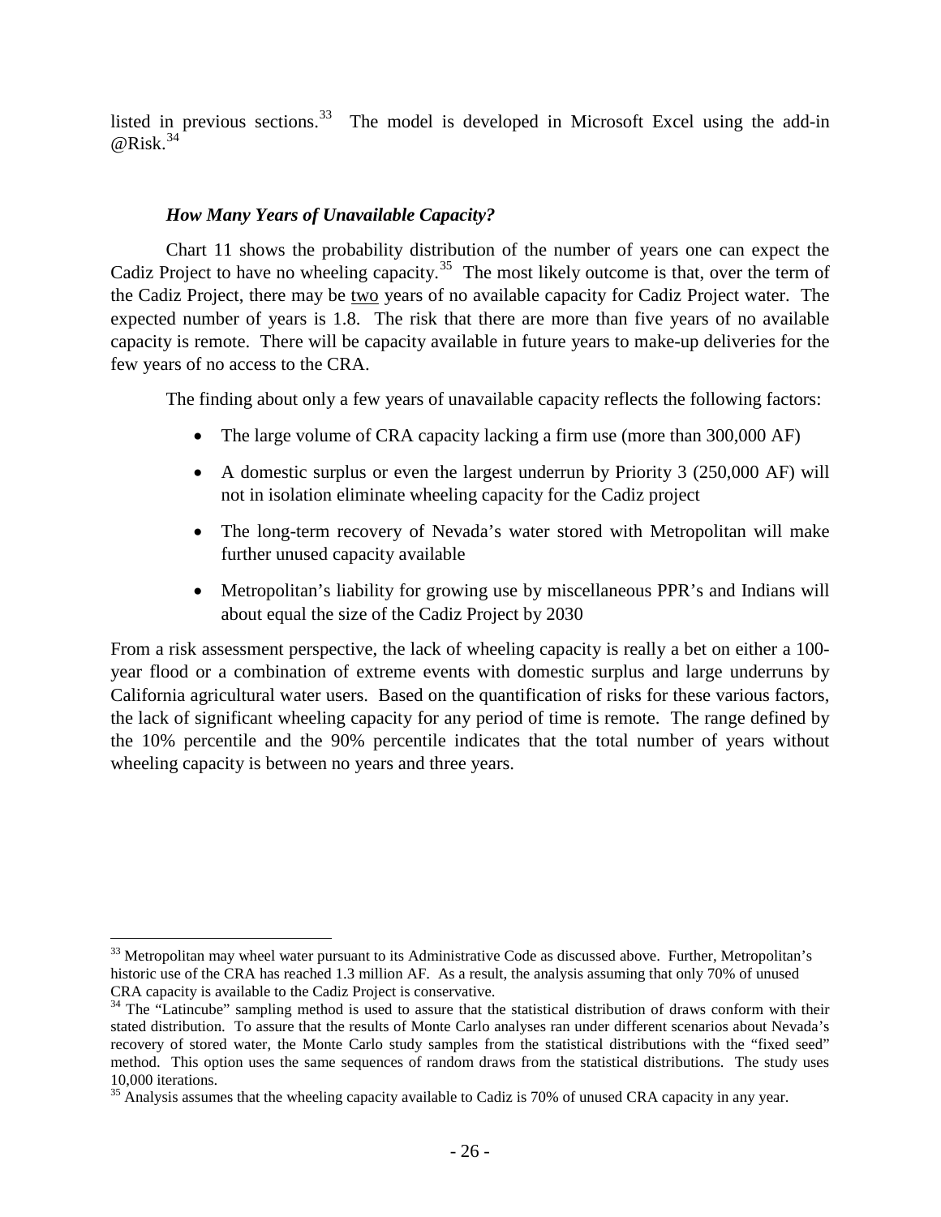listed in previous sections.[33] The model is developed in Microsoft Excel using the add-in @Risk.[34]

### *How Many Years of Unavailable Capacity?*

Chart 11 shows the probability distribution of the number of years one can expect the Cadiz Project to have no wheeling capacity.[35] The most likely outcome is that, over the term of the Cadiz Project, there may be two years of no available capacity for Cadiz Project water. The expected number of years is 1.8. The risk that there are more than five years of no available capacity is remote. There will be capacity available in future years to make-up deliveries for the few years of no access to the CRA.

The finding about only a few years of unavailable capacity reflects the following factors:

- The large volume of CRA capacity lacking a firm use (more than 300,000 AF)
- A domestic surplus or even the largest underrun by Priority 3 (250,000 AF) will not in isolation eliminate wheeling capacity for the Cadiz project
- The long-term recovery of Nevada's water stored with Metropolitan will make further unused capacity available
- Metropolitan's liability for growing use by miscellaneous PPR's and Indians will about equal the size of the Cadiz Project by 2030

From a risk assessment perspective, the lack of wheeling capacity is really a bet on either a 100-year flood or a combination of extreme events with domestic surplus and large underruns by California agricultural water users. Based on the quantification of risks for these various factors, the lack of significant wheeling capacity for any period of time is remote. The range defined by the 10% percentile and the 90% percentile indicates that the total number of years without wheeling capacity is between no years and three years.

---

[33] Metropolitan may wheel water pursuant to its Administrative Code as discussed above. Further, Metropolitan's historic use of the CRA has reached 1.3 million AF. As a result, the analysis assuming that only 70% of unused CRA capacity is available to the Cadiz Project is conservative.

[34] The "Latincube" sampling method is used to assure that the statistical distribution of draws conform with their stated distribution. To assure that the results of Monte Carlo analyses ran under different scenarios about Nevada's recovery of stored water, the Monte Carlo study samples from the statistical distributions with the "fixed seed" method. This option uses the same sequences of random draws from the statistical distributions. The study uses 10,000 iterations.

[35] Analysis assumes that the wheeling capacity available to Cadiz is 70% of unused CRA capacity in any year.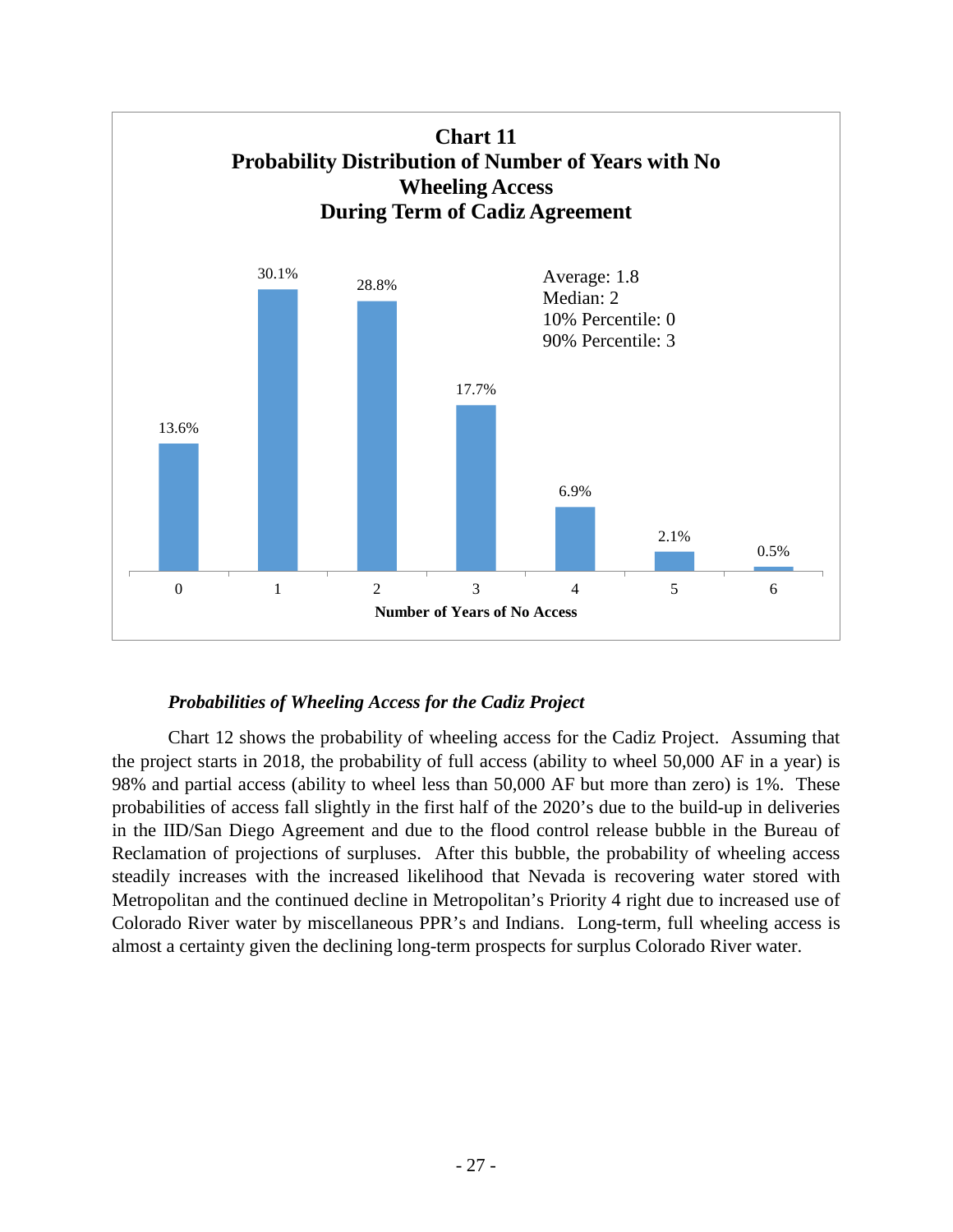**Chart 11**
**Probability Distribution of Number of Years with No Wheeling Access During Term of Cadiz Agreement**

| Number of Years of No Access | Probability |
|---|---|
| 0 | 13.6% |
| 1 | 30.1% |
| 2 | 28.8% |
| 3 | 17.7% |
| 4 | 6.9% |
| 5 | 2.1% |
| 6 | 0.5% |

Average: 1.8
Median: 2
10% Percentile: 0
90% Percentile: 3

### *Probabilities of Wheeling Access for the Cadiz Project*

Chart 12 shows the probability of wheeling access for the Cadiz Project. Assuming that the project starts in 2018, the probability of full access (ability to wheel 50,000 AF in a year) is 98% and partial access (ability to wheel less than 50,000 AF but more than zero) is 1%. These probabilities of access fall slightly in the first half of the 2020's due to the build-up in deliveries in the IID/San Diego Agreement and due to the flood control release bubble in the Bureau of Reclamation of projections of surpluses. After this bubble, the probability of wheeling access steadily increases with the increased likelihood that Nevada is recovering water stored with Metropolitan and the continued decline in Metropolitan's Priority 4 right due to increased use of Colorado River water by miscellaneous PPR's and Indians. Long-term, full wheeling access is almost a certainty given the declining long-term prospects for surplus Colorado River water.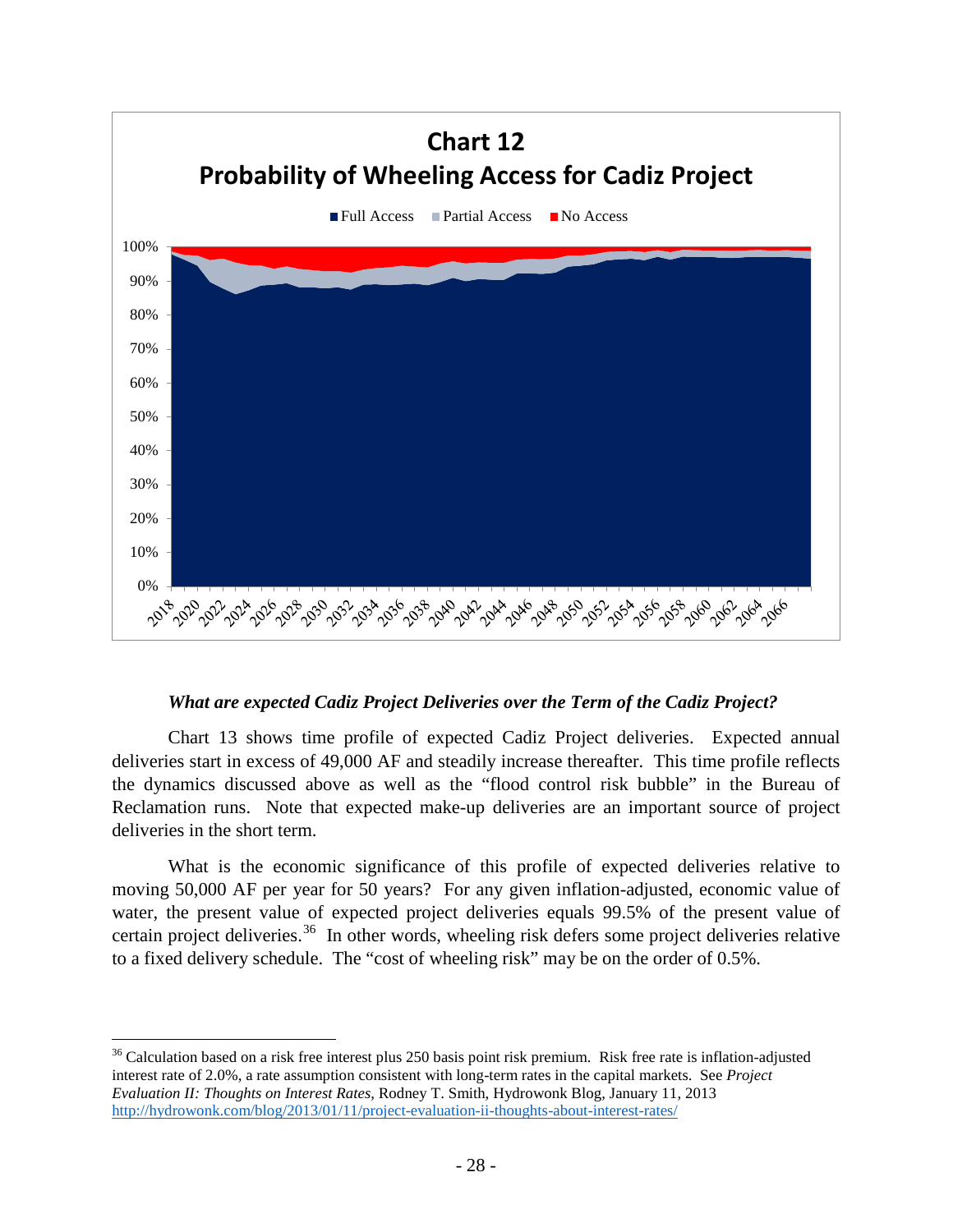**Chart 12**
**Probability of Wheeling Access for Cadiz Project**

***What are expected Cadiz Project Deliveries over the Term of the Cadiz Project?***

Chart 13 shows time profile of expected Cadiz Project deliveries. Expected annual deliveries start in excess of 49,000 AF and steadily increase thereafter. This time profile reflects the dynamics discussed above as well as the “flood control risk bubble” in the Bureau of Reclamation runs. Note that expected make-up deliveries are an important source of project deliveries in the short term.

What is the economic significance of this profile of expected deliveries relative to moving 50,000 AF per year for 50 years? For any given inflation-adjusted, economic value of water, the present value of expected project deliveries equals 99.5% of the present value of certain project deliveries.[36] In other words, wheeling risk defers some project deliveries relative to a fixed delivery schedule. The “cost of wheeling risk” may be on the order of 0.5%.

---

[36] Calculation based on a risk free interest plus 250 basis point risk premium. Risk free rate is inflation-adjusted interest rate of 2.0%, a rate assumption consistent with long-term rates in the capital markets. See *Project Evaluation II: Thoughts on Interest Rates*, Rodney T. Smith, Hydrowonk Blog, January 11, 2013 http://hydrowonk.com/blog/2013/01/11/project-evaluation-ii-thoughts-about-interest-rates/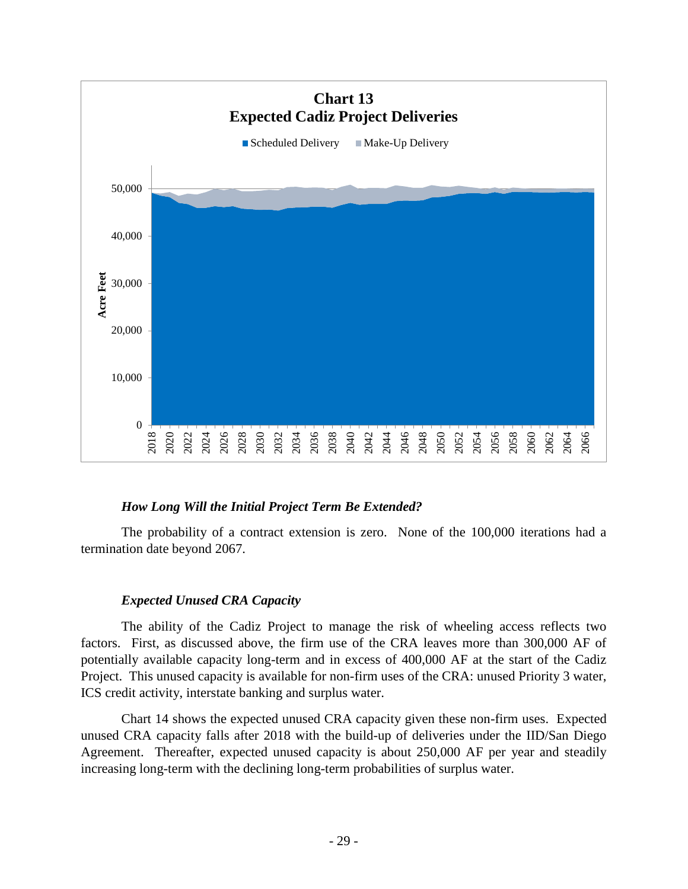**Chart 13**
**Expected Cadiz Project Deliveries**

### *How Long Will the Initial Project Term Be Extended?*

The probability of a contract extension is zero. None of the 100,000 iterations had a termination date beyond 2067.

### *Expected Unused CRA Capacity*

The ability of the Cadiz Project to manage the risk of wheeling access reflects two factors. First, as discussed above, the firm use of the CRA leaves more than 300,000 AF of potentially available capacity long-term and in excess of 400,000 AF at the start of the Cadiz Project. This unused capacity is available for non-firm uses of the CRA: unused Priority 3 water, ICS credit activity, interstate banking and surplus water.

Chart 14 shows the expected unused CRA capacity given these non-firm uses. Expected unused CRA capacity falls after 2018 with the build-up of deliveries under the IID/San Diego Agreement. Thereafter, expected unused capacity is about 250,000 AF per year and steadily increasing long-term with the declining long-term probabilities of surplus water.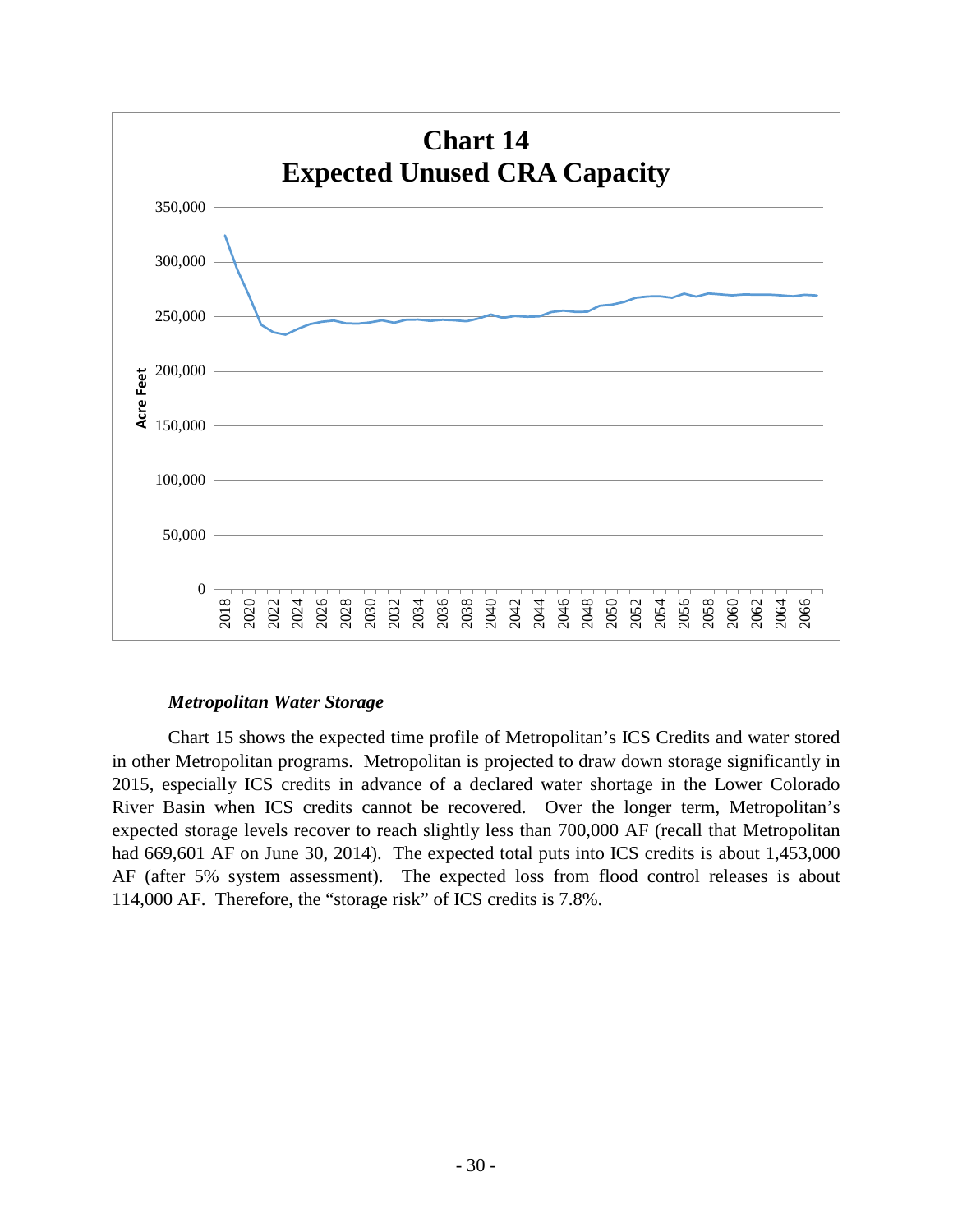**Chart 14**
**Expected Unused CRA Capacity**

### *Metropolitan Water Storage*

Chart 15 shows the expected time profile of Metropolitan's ICS Credits and water stored in other Metropolitan programs. Metropolitan is projected to draw down storage significantly in 2015, especially ICS credits in advance of a declared water shortage in the Lower Colorado River Basin when ICS credits cannot be recovered. Over the longer term, Metropolitan's expected storage levels recover to reach slightly less than 700,000 AF (recall that Metropolitan had 669,601 AF on June 30, 2014). The expected total puts into ICS credits is about 1,453,000 AF (after 5% system assessment). The expected loss from flood control releases is about 114,000 AF. Therefore, the "storage risk" of ICS credits is 7.8%.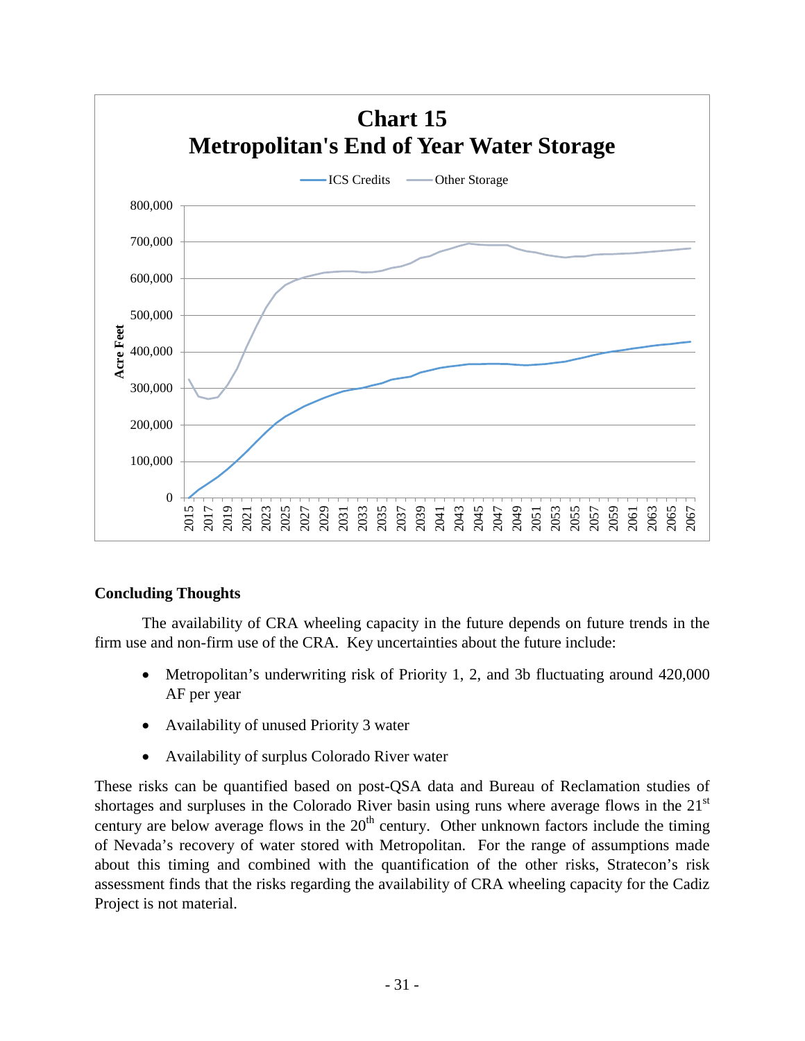**Chart 15**
**Metropolitan's End of Year Water Storage**

### Concluding Thoughts

The availability of CRA wheeling capacity in the future depends on future trends in the firm use and non-firm use of the CRA. Key uncertainties about the future include:

- Metropolitan's underwriting risk of Priority 1, 2, and 3b fluctuating around 420,000 AF per year
- Availability of unused Priority 3 water
- Availability of surplus Colorado River water

These risks can be quantified based on post-QSA data and Bureau of Reclamation studies of shortages and surpluses in the Colorado River basin using runs where average flows in the 21st century are below average flows in the 20th century. Other unknown factors include the timing of Nevada's recovery of water stored with Metropolitan. For the range of assumptions made about this timing and combined with the quantification of the other risks, Stratecon's risk assessment finds that the risks regarding the availability of CRA wheeling capacity for the Cadiz Project is not material.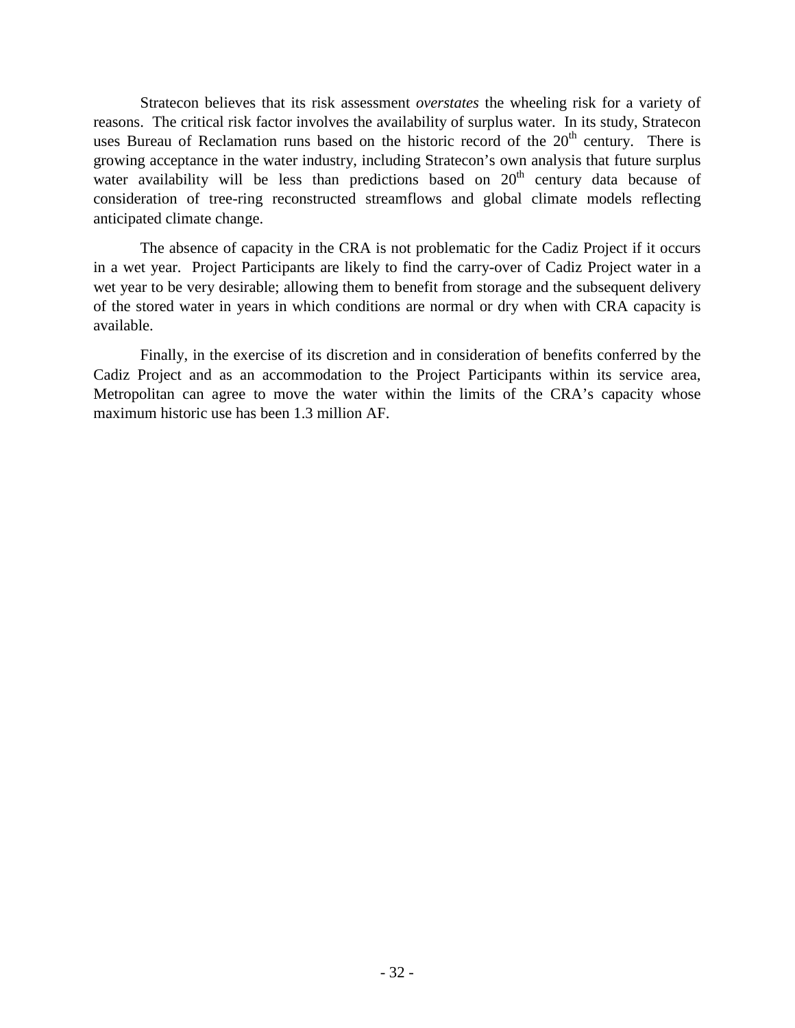Stratecon believes that its risk assessment *overstates* the wheeling risk for a variety of reasons. The critical risk factor involves the availability of surplus water. In its study, Stratecon uses Bureau of Reclamation runs based on the historic record of the $20^{th}$ century. There is growing acceptance in the water industry, including Stratecon's own analysis that future surplus water availability will be less than predictions based on $20^{th}$ century data because of consideration of tree-ring reconstructed streamflows and global climate models reflecting anticipated climate change.

The absence of capacity in the CRA is not problematic for the Cadiz Project if it occurs in a wet year. Project Participants are likely to find the carry-over of Cadiz Project water in a wet year to be very desirable; allowing them to benefit from storage and the subsequent delivery of the stored water in years in which conditions are normal or dry when with CRA capacity is available.

Finally, in the exercise of its discretion and in consideration of benefits conferred by the Cadiz Project and as an accommodation to the Project Participants within its service area, Metropolitan can agree to move the water within the limits of the CRA's capacity whose maximum historic use has been 1.3 million AF.